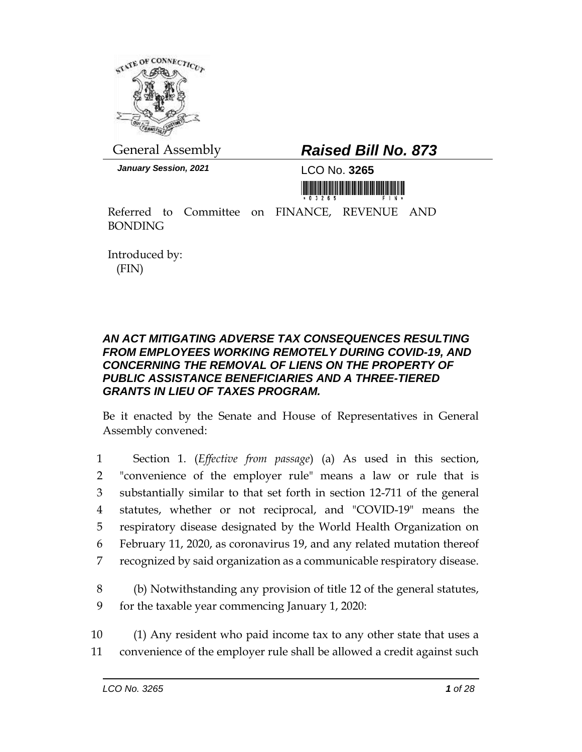General Assembly

# *Raised Bill No. 873*

***January Session, 2021***

LCO No. **3265**

Referred to Committee on FINANCE, REVENUE AND BONDING

Introduced by:
(FIN)

## *AN ACT MITIGATING ADVERSE TAX CONSEQUENCES RESULTING FROM EMPLOYEES WORKING REMOTELY DURING COVID-19, AND CONCERNING THE REMOVAL OF LIENS ON THE PROPERTY OF PUBLIC ASSISTANCE BENEFICIARIES AND A THREE-TIERED GRANTS IN LIEU OF TAXES PROGRAM.*

Be it enacted by the Senate and House of Representatives in General Assembly convened:

1 Section 1. (*Effective from passage*) (a) As used in this section,
2 "convenience of the employer rule" means a law or rule that is
3 substantially similar to that set forth in section 12-711 of the general
4 statutes, whether or not reciprocal, and "COVID-19" means the
5 respiratory disease designated by the World Health Organization on
6 February 11, 2020, as coronavirus 19, and any related mutation thereof
7 recognized by said organization as a communicable respiratory disease.

8 (b) Notwithstanding any provision of title 12 of the general statutes,
9 for the taxable year commencing January 1, 2020:

10 (1) Any resident who paid income tax to any other state that uses a
11 convenience of the employer rule shall be allowed a credit against such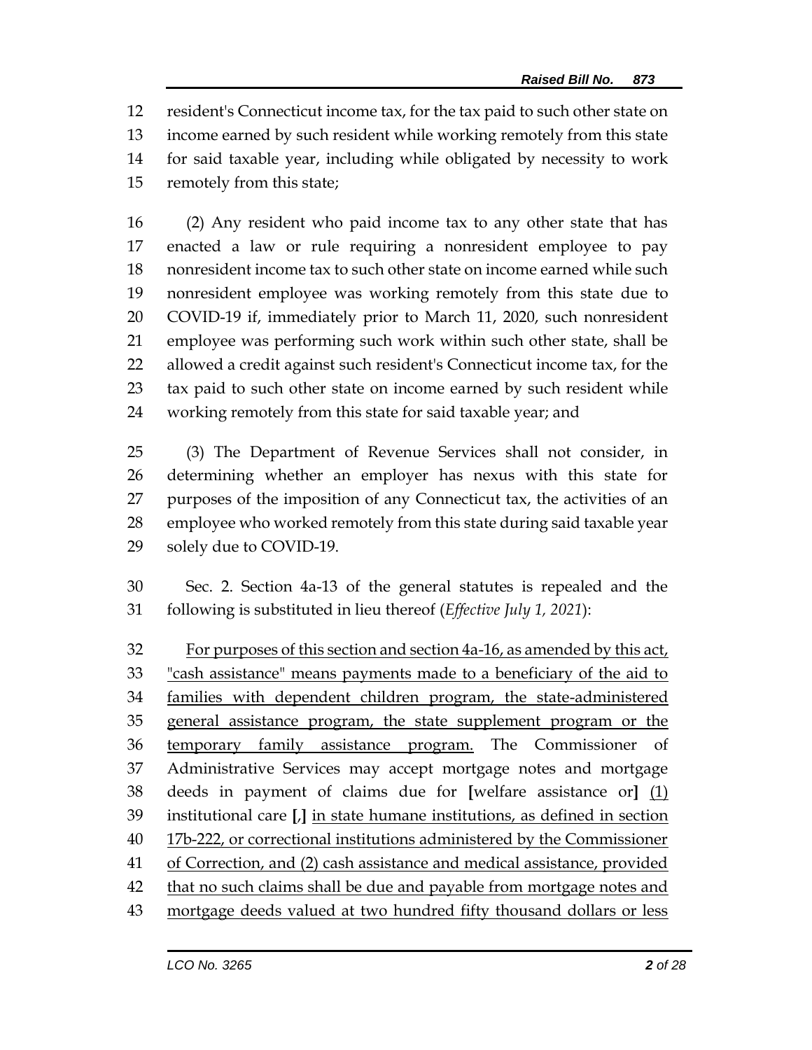resident's Connecticut income tax, for the tax paid to such other state on income earned by such resident while working remotely from this state for said taxable year, including while obligated by necessity to work remotely from this state;

(2) Any resident who paid income tax to any other state that has enacted a law or rule requiring a nonresident employee to pay nonresident income tax to such other state on income earned while such nonresident employee was working remotely from this state due to COVID-19 if, immediately prior to March 11, 2020, such nonresident employee was performing such work within such other state, shall be allowed a credit against such resident's Connecticut income tax, for the tax paid to such other state on income earned by such resident while working remotely from this state for said taxable year; and

(3) The Department of Revenue Services shall not consider, in determining whether an employer has nexus with this state for purposes of the imposition of any Connecticut tax, the activities of an employee who worked remotely from this state during said taxable year solely due to COVID-19.

Sec. 2. Section 4a-13 of the general statutes is repealed and the following is substituted in lieu thereof (*Effective July 1, 2021*):

<u>For purposes of this section and section 4a-16, as amended by this act, "cash assistance" means payments made to a beneficiary of the aid to families with dependent children program, the state-administered general assistance program, the state supplement program or the temporary family assistance program.</u> The Commissioner of Administrative Services may accept mortgage notes and mortgage deeds in payment of claims due for **[**welfare assistance or**]** <u>(1)</u> institutional care **[**,**]** <u>in state humane institutions, as defined in section 17b-222, or correctional institutions administered by the Commissioner of Correction, and (2) cash assistance and medical assistance, provided that no such claims shall be due and payable from mortgage notes and mortgage deeds valued at two hundred fifty thousand dollars or less</u>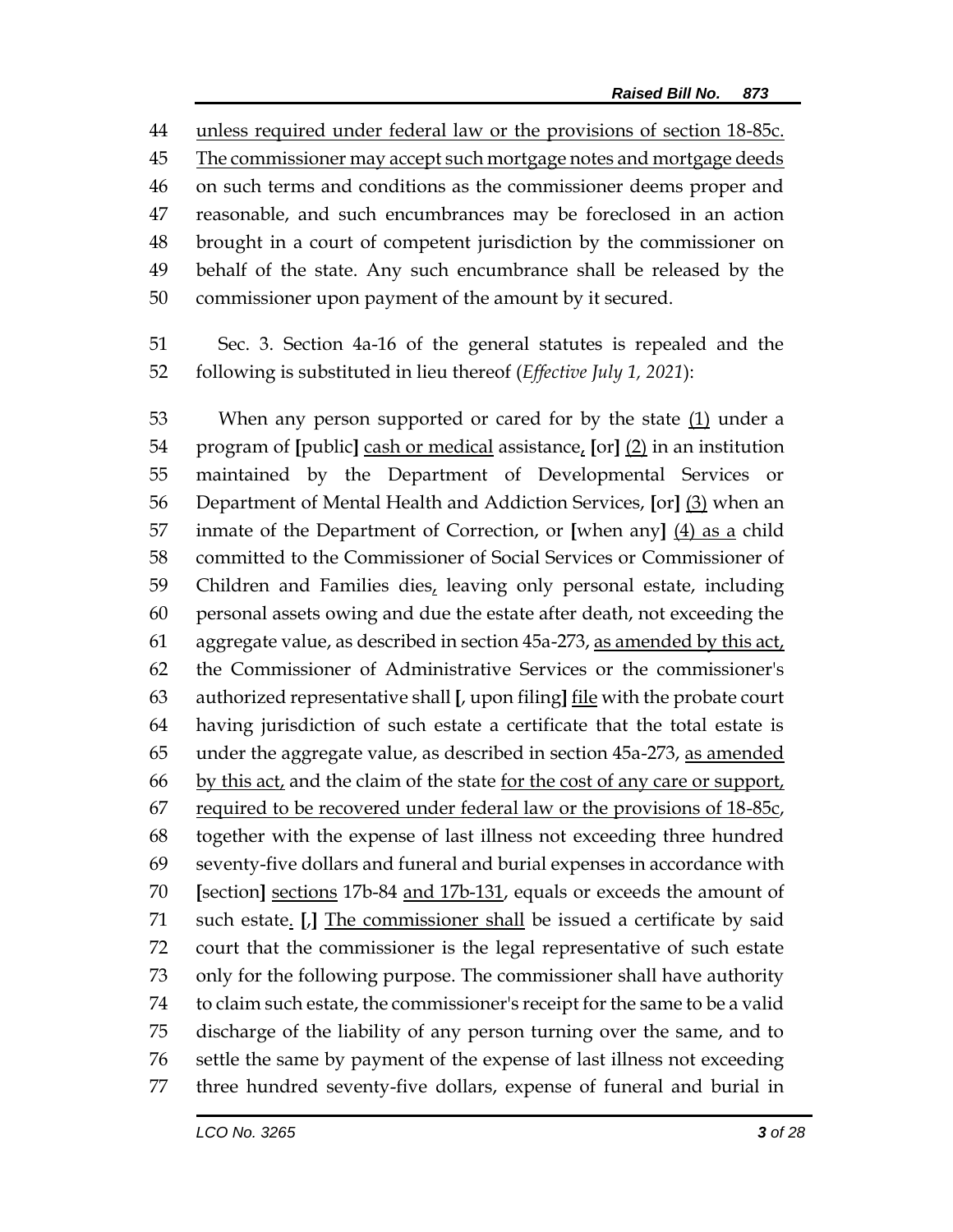unless required under federal law or the provisions of section 18-85c. The commissioner may accept such mortgage notes and mortgage deeds on such terms and conditions as the commissioner deems proper and reasonable, and such encumbrances may be foreclosed in an action brought in a court of competent jurisdiction by the commissioner on behalf of the state. Any such encumbrance shall be released by the commissioner upon payment of the amount by it secured.

Sec. 3. Section 4a-16 of the general statutes is repealed and the following is substituted in lieu thereof (*Effective July 1, 2021*):

When any person supported or cared for by the state (1) under a program of **[**public**]** cash or medical assistance, **[**or**]** (2) in an institution maintained by the Department of Developmental Services or Department of Mental Health and Addiction Services, **[**or**]** (3) when an inmate of the Department of Correction, or **[**when any**]** (4) as a child committed to the Commissioner of Social Services or Commissioner of Children and Families dies, leaving only personal estate, including personal assets owing and due the estate after death, not exceeding the aggregate value, as described in section 45a-273, as amended by this act, the Commissioner of Administrative Services or the commissioner's authorized representative shall **[**, upon filing**]** file with the probate court having jurisdiction of such estate a certificate that the total estate is under the aggregate value, as described in section 45a-273, as amended by this act, and the claim of the state for the cost of any care or support, required to be recovered under federal law or the provisions of 18-85c, together with the expense of last illness not exceeding three hundred seventy-five dollars and funeral and burial expenses in accordance with **[**section**]** sections 17b-84 and 17b-131, equals or exceeds the amount of such estate. **[**,**]** The commissioner shall be issued a certificate by said court that the commissioner is the legal representative of such estate only for the following purpose. The commissioner shall have authority to claim such estate, the commissioner's receipt for the same to be a valid discharge of the liability of any person turning over the same, and to settle the same by payment of the expense of last illness not exceeding three hundred seventy-five dollars, expense of funeral and burial in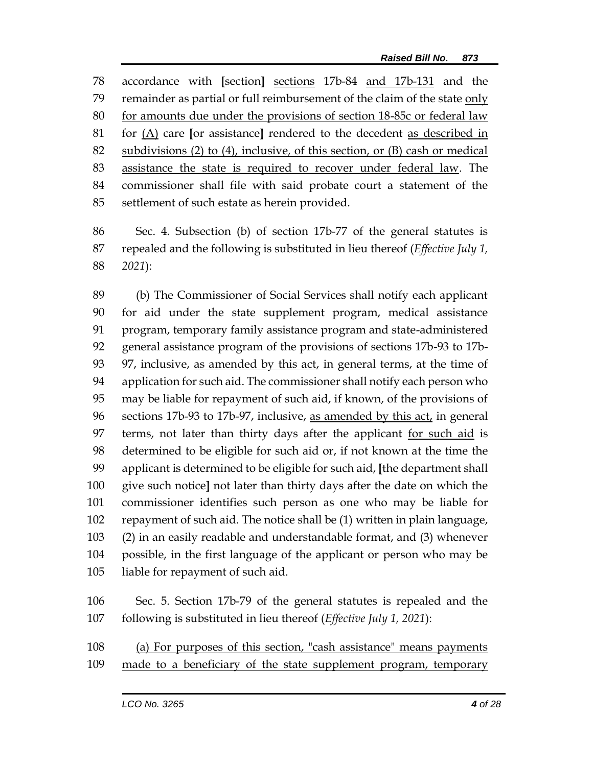accordance with [section] sections 17b-84 and 17b-131 and the remainder as partial or full reimbursement of the claim of the state only for amounts due under the provisions of section 18-85c or federal law for (A) care [or assistance] rendered to the decedent as described in subdivisions (2) to (4), inclusive, of this section, or (B) cash or medical assistance the state is required to recover under federal law. The commissioner shall file with said probate court a statement of the settlement of such estate as herein provided.

Sec. 4. Subsection (b) of section 17b-77 of the general statutes is repealed and the following is substituted in lieu thereof (*Effective July 1, 2021*):

(b) The Commissioner of Social Services shall notify each applicant for aid under the state supplement program, medical assistance program, temporary family assistance program and state-administered general assistance program of the provisions of sections 17b-93 to 17b-97, inclusive, as amended by this act, in general terms, at the time of application for such aid. The commissioner shall notify each person who may be liable for repayment of such aid, if known, of the provisions of sections 17b-93 to 17b-97, inclusive, as amended by this act, in general terms, not later than thirty days after the applicant for such aid is determined to be eligible for such aid or, if not known at the time the applicant is determined to be eligible for such aid, [the department shall give such notice] not later than thirty days after the date on which the commissioner identifies such person as one who may be liable for repayment of such aid. The notice shall be (1) written in plain language, (2) in an easily readable and understandable format, and (3) whenever possible, in the first language of the applicant or person who may be liable for repayment of such aid.

Sec. 5. Section 17b-79 of the general statutes is repealed and the following is substituted in lieu thereof (*Effective July 1, 2021*):

(a) For purposes of this section, "cash assistance" means payments made to a beneficiary of the state supplement program, temporary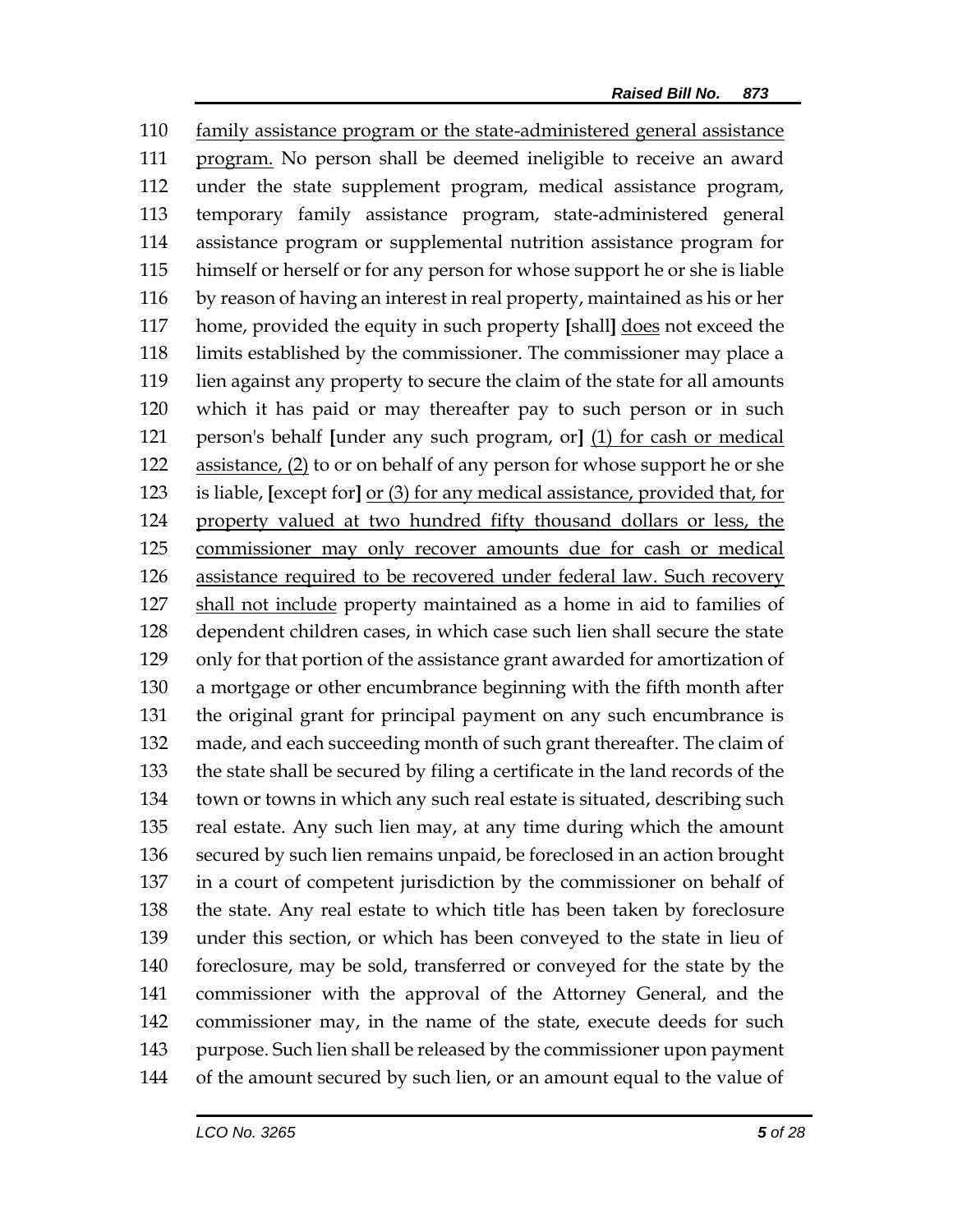110 family assistance program or the state-administered general assistance
111 program. No person shall be deemed ineligible to receive an award
112 under the state supplement program, medical assistance program,
113 temporary family assistance program, state-administered general
114 assistance program or supplemental nutrition assistance program for
115 himself or herself or for any person for whose support he or she is liable
116 by reason of having an interest in real property, maintained as his or her
117 home, provided the equity in such property [shall] does not exceed the
118 limits established by the commissioner. The commissioner may place a
119 lien against any property to secure the claim of the state for all amounts
120 which it has paid or may thereafter pay to such person or in such
121 person's behalf [under any such program, or] (1) for cash or medical
122 assistance, (2) to or on behalf of any person for whose support he or she
123 is liable, [except for] or (3) for any medical assistance, provided that, for
124 property valued at two hundred fifty thousand dollars or less, the
125 commissioner may only recover amounts due for cash or medical
126 assistance required to be recovered under federal law. Such recovery
127 shall not include property maintained as a home in aid to families of
128 dependent children cases, in which case such lien shall secure the state
129 only for that portion of the assistance grant awarded for amortization of
130 a mortgage or other encumbrance beginning with the fifth month after
131 the original grant for principal payment on any such encumbrance is
132 made, and each succeeding month of such grant thereafter. The claim of
133 the state shall be secured by filing a certificate in the land records of the
134 town or towns in which any such real estate is situated, describing such
135 real estate. Any such lien may, at any time during which the amount
136 secured by such lien remains unpaid, be foreclosed in an action brought
137 in a court of competent jurisdiction by the commissioner on behalf of
138 the state. Any real estate to which title has been taken by foreclosure
139 under this section, or which has been conveyed to the state in lieu of
140 foreclosure, may be sold, transferred or conveyed for the state by the
141 commissioner with the approval of the Attorney General, and the
142 commissioner may, in the name of the state, execute deeds for such
143 purpose. Such lien shall be released by the commissioner upon payment
144 of the amount secured by such lien, or an amount equal to the value of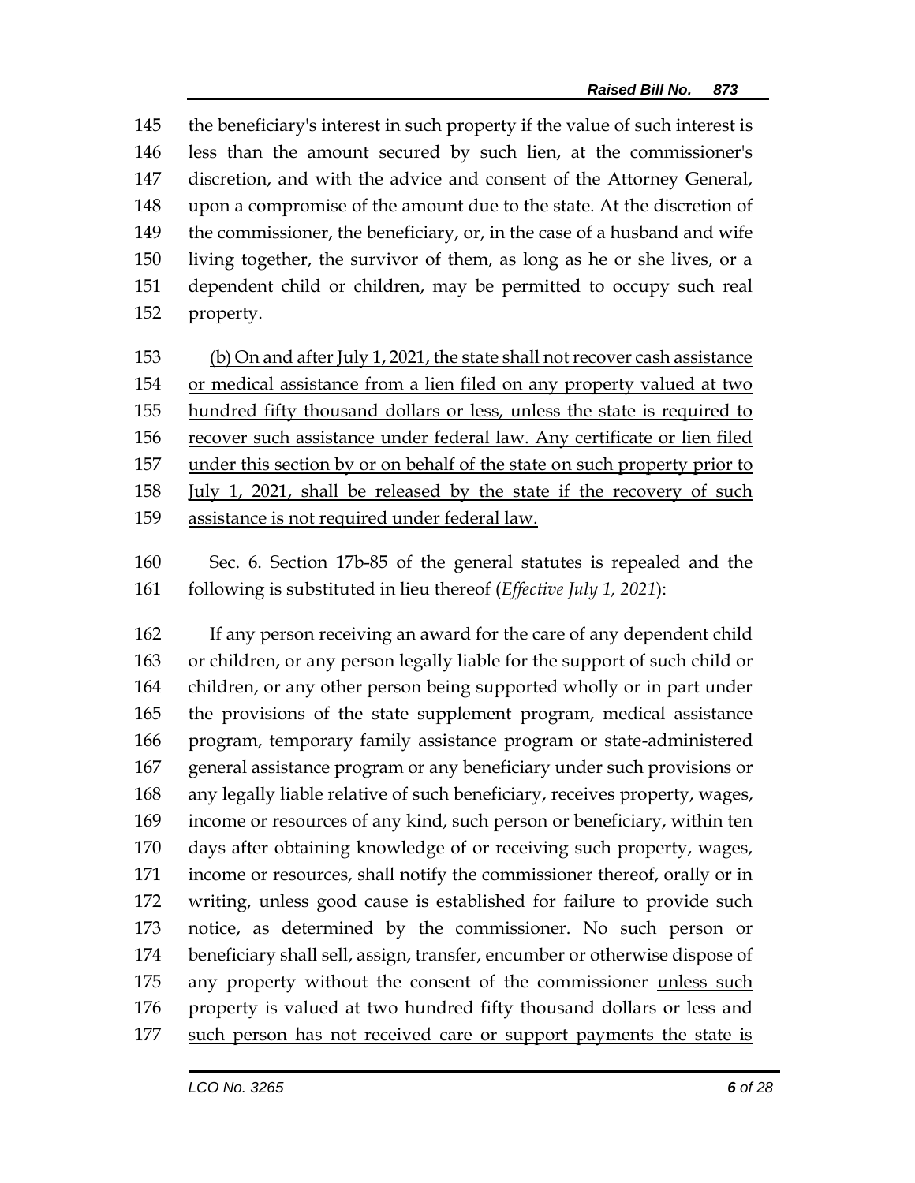the beneficiary's interest in such property if the value of such interest is less than the amount secured by such lien, at the commissioner's discretion, and with the advice and consent of the Attorney General, upon a compromise of the amount due to the state. At the discretion of the commissioner, the beneficiary, or, in the case of a husband and wife living together, the survivor of them, as long as he or she lives, or a dependent child or children, may be permitted to occupy such real property.

<u>(b) On and after July 1, 2021, the state shall not recover cash assistance or medical assistance from a lien filed on any property valued at two hundred fifty thousand dollars or less, unless the state is required to recover such assistance under federal law. Any certificate or lien filed under this section by or on behalf of the state on such property prior to July 1, 2021, shall be released by the state if the recovery of such assistance is not required under federal law.</u>

Sec. 6. Section 17b-85 of the general statutes is repealed and the following is substituted in lieu thereof (*Effective July 1, 2021*):

If any person receiving an award for the care of any dependent child or children, or any person legally liable for the support of such child or children, or any other person being supported wholly or in part under the provisions of the state supplement program, medical assistance program, temporary family assistance program or state-administered general assistance program or any beneficiary under such provisions or any legally liable relative of such beneficiary, receives property, wages, income or resources of any kind, such person or beneficiary, within ten days after obtaining knowledge of or receiving such property, wages, income or resources, shall notify the commissioner thereof, orally or in writing, unless good cause is established for failure to provide such notice, as determined by the commissioner. No such person or beneficiary shall sell, assign, transfer, encumber or otherwise dispose of any property without the consent of the commissioner <u>unless such property is valued at two hundred fifty thousand dollars or less and such person has not received care or support payments the state is</u>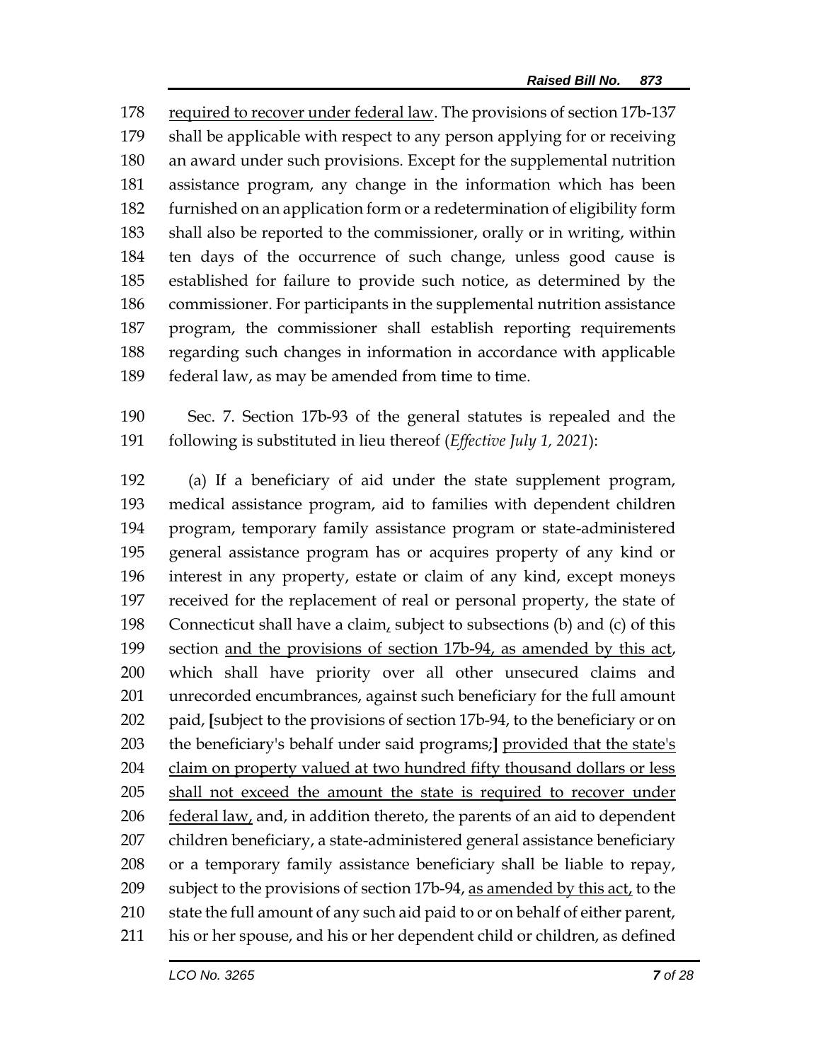required to recover under federal law. The provisions of section 17b-137 shall be applicable with respect to any person applying for or receiving an award under such provisions. Except for the supplemental nutrition assistance program, any change in the information which has been furnished on an application form or a redetermination of eligibility form shall also be reported to the commissioner, orally or in writing, within ten days of the occurrence of such change, unless good cause is established for failure to provide such notice, as determined by the commissioner. For participants in the supplemental nutrition assistance program, the commissioner shall establish reporting requirements regarding such changes in information in accordance with applicable federal law, as may be amended from time to time.

Sec. 7. Section 17b-93 of the general statutes is repealed and the following is substituted in lieu thereof (*Effective July 1, 2021*):

(a) If a beneficiary of aid under the state supplement program, medical assistance program, aid to families with dependent children program, temporary family assistance program or state-administered general assistance program has or acquires property of any kind or interest in any property, estate or claim of any kind, except moneys received for the replacement of real or personal property, the state of Connecticut shall have a claim, subject to subsections (b) and (c) of this section and the provisions of section 17b-94, as amended by this act, which shall have priority over all other unsecured claims and unrecorded encumbrances, against such beneficiary for the full amount paid, **[**subject to the provisions of section 17b-94, to the beneficiary or on the beneficiary's behalf under said programs;**]** provided that the state's claim on property valued at two hundred fifty thousand dollars or less shall not exceed the amount the state is required to recover under federal law, and, in addition thereto, the parents of an aid to dependent children beneficiary, a state-administered general assistance beneficiary or a temporary family assistance beneficiary shall be liable to repay, subject to the provisions of section 17b-94, as amended by this act, to the state the full amount of any such aid paid to or on behalf of either parent, his or her spouse, and his or her dependent child or children, as defined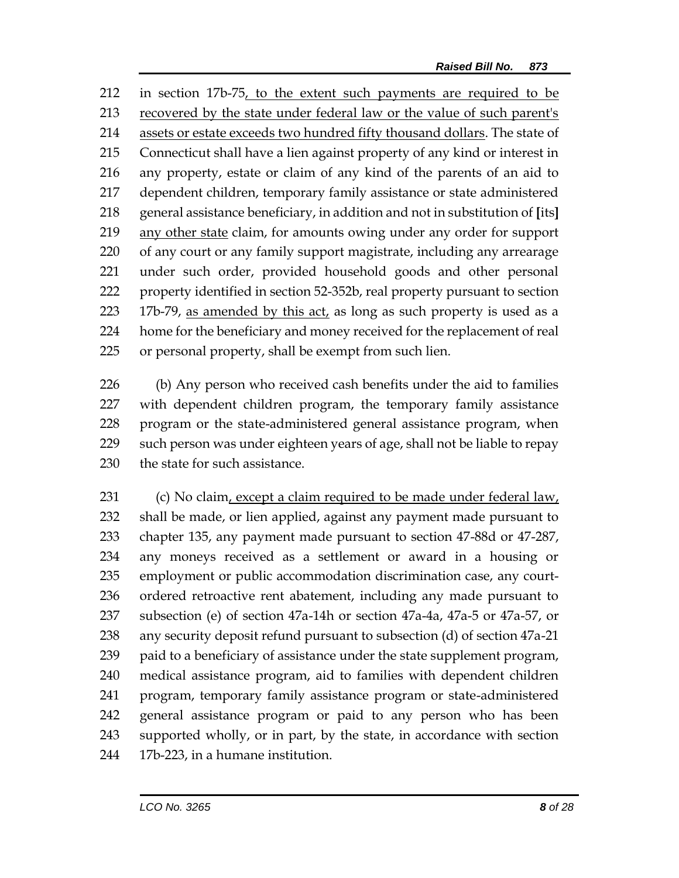212 in section 17b-75, to the extent such payments are required to be 213 recovered by the state under federal law or the value of such parent's 214 assets or estate exceeds two hundred fifty thousand dollars. The state of 215 Connecticut shall have a lien against property of any kind or interest in 216 any property, estate or claim of any kind of the parents of an aid to 217 dependent children, temporary family assistance or state administered 218 general assistance beneficiary, in addition and not in substitution of [its] 219 any other state claim, for amounts owing under any order for support 220 of any court or any family support magistrate, including any arrearage 221 under such order, provided household goods and other personal 222 property identified in section 52-352b, real property pursuant to section 223 17b-79, as amended by this act, as long as such property is used as a 224 home for the beneficiary and money received for the replacement of real 225 or personal property, shall be exempt from such lien.

226 (b) Any person who received cash benefits under the aid to families 227 with dependent children program, the temporary family assistance 228 program or the state-administered general assistance program, when 229 such person was under eighteen years of age, shall not be liable to repay 230 the state for such assistance.

231 (c) No claim, except a claim required to be made under federal law, 232 shall be made, or lien applied, against any payment made pursuant to 233 chapter 135, any payment made pursuant to section 47-88d or 47-287, 234 any moneys received as a settlement or award in a housing or 235 employment or public accommodation discrimination case, any court-236 ordered retroactive rent abatement, including any made pursuant to 237 subsection (e) of section 47a-14h or section 47a-4a, 47a-5 or 47a-57, or 238 any security deposit refund pursuant to subsection (d) of section 47a-21 239 paid to a beneficiary of assistance under the state supplement program, 240 medical assistance program, aid to families with dependent children 241 program, temporary family assistance program or state-administered 242 general assistance program or paid to any person who has been 243 supported wholly, or in part, by the state, in accordance with section 244 17b-223, in a humane institution.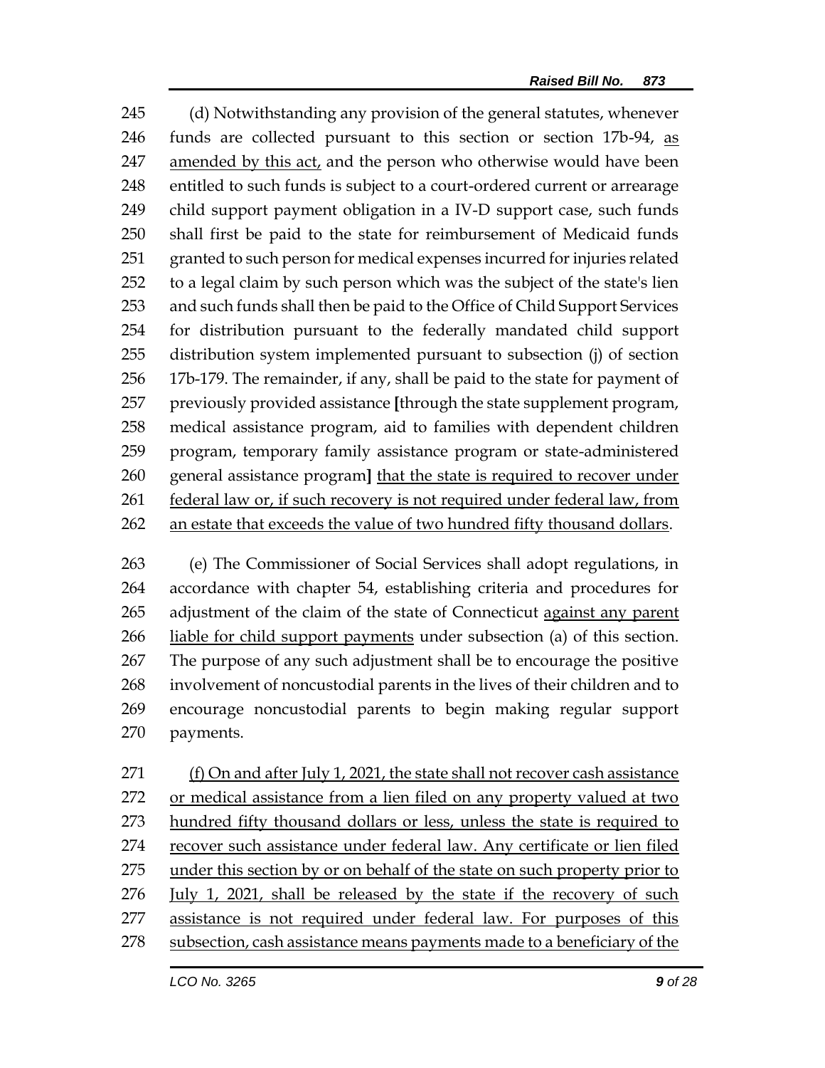(d) Notwithstanding any provision of the general statutes, whenever funds are collected pursuant to this section or section 17b-94, <u>as amended by this act,</u> and the person who otherwise would have been entitled to such funds is subject to a court-ordered current or arrearage child support payment obligation in a IV-D support case, such funds shall first be paid to the state for reimbursement of Medicaid funds granted to such person for medical expenses incurred for injuries related to a legal claim by such person which was the subject of the state's lien and such funds shall then be paid to the Office of Child Support Services for distribution pursuant to the federally mandated child support distribution system implemented pursuant to subsection (j) of section 17b-179. The remainder, if any, shall be paid to the state for payment of previously provided assistance **[**through the state supplement program, medical assistance program, aid to families with dependent children program, temporary family assistance program or state-administered general assistance program**]** <u>that the state is required to recover under federal law or, if such recovery is not required under federal law, from an estate that exceeds the value of two hundred fifty thousand dollars</u>.

(e) The Commissioner of Social Services shall adopt regulations, in accordance with chapter 54, establishing criteria and procedures for adjustment of the claim of the state of Connecticut <u>against any parent liable for child support payments</u> under subsection (a) of this section. The purpose of any such adjustment shall be to encourage the positive involvement of noncustodial parents in the lives of their children and to encourage noncustodial parents to begin making regular support payments.

<u>(f) On and after July 1, 2021, the state shall not recover cash assistance or medical assistance from a lien filed on any property valued at two hundred fifty thousand dollars or less, unless the state is required to recover such assistance under federal law. Any certificate or lien filed under this section by or on behalf of the state on such property prior to July 1, 2021, shall be released by the state if the recovery of such assistance is not required under federal law. For purposes of this subsection, cash assistance means payments made to a beneficiary of the</u>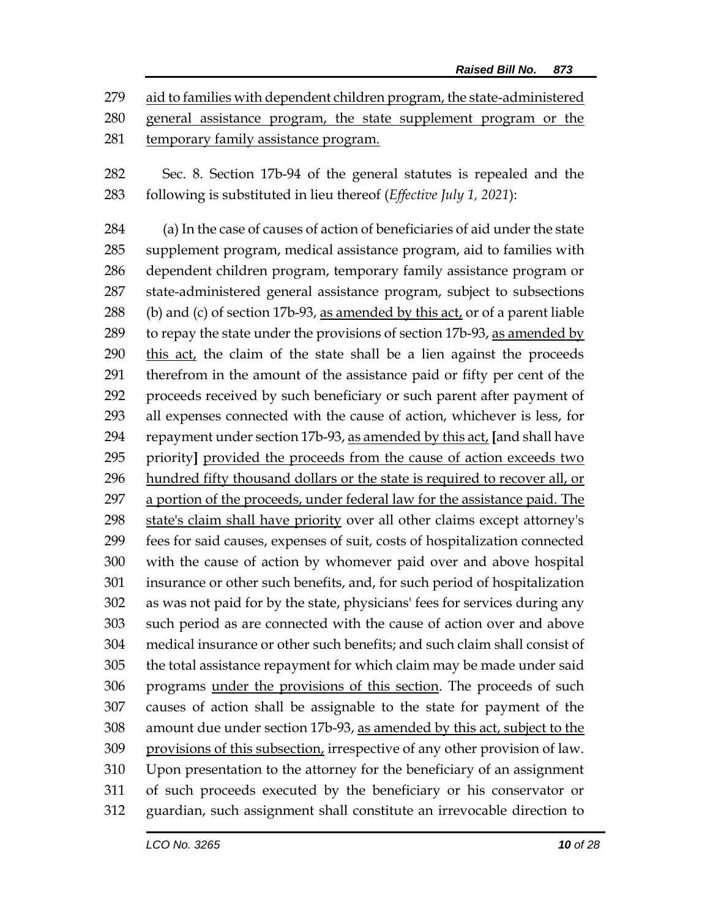aid to families with dependent children program, the state-administered general assistance program, the state supplement program or the temporary family assistance program.

Sec. 8. Section 17b-94 of the general statutes is repealed and the following is substituted in lieu thereof (*Effective July 1, 2021*):

(a) In the case of causes of action of beneficiaries of aid under the state supplement program, medical assistance program, aid to families with dependent children program, temporary family assistance program or state-administered general assistance program, subject to subsections (b) and (c) of section 17b-93, as amended by this act, or of a parent liable to repay the state under the provisions of section 17b-93, as amended by this act, the claim of the state shall be a lien against the proceeds therefrom in the amount of the assistance paid or fifty per cent of the proceeds received by such beneficiary or such parent after payment of all expenses connected with the cause of action, whichever is less, for repayment under section 17b-93, as amended by this act, [and shall have priority] provided the proceeds from the cause of action exceeds two hundred fifty thousand dollars or the state is required to recover all, or a portion of the proceeds, under federal law for the assistance paid. The state's claim shall have priority over all other claims except attorney's fees for said causes, expenses of suit, costs of hospitalization connected with the cause of action by whomever paid over and above hospital insurance or other such benefits, and, for such period of hospitalization as was not paid for by the state, physicians' fees for services during any such period as are connected with the cause of action over and above medical insurance or other such benefits; and such claim shall consist of the total assistance repayment for which claim may be made under said programs under the provisions of this section. The proceeds of such causes of action shall be assignable to the state for payment of the amount due under section 17b-93, as amended by this act, subject to the provisions of this subsection, irrespective of any other provision of law. Upon presentation to the attorney for the beneficiary of an assignment of such proceeds executed by the beneficiary or his conservator or guardian, such assignment shall constitute an irrevocable direction to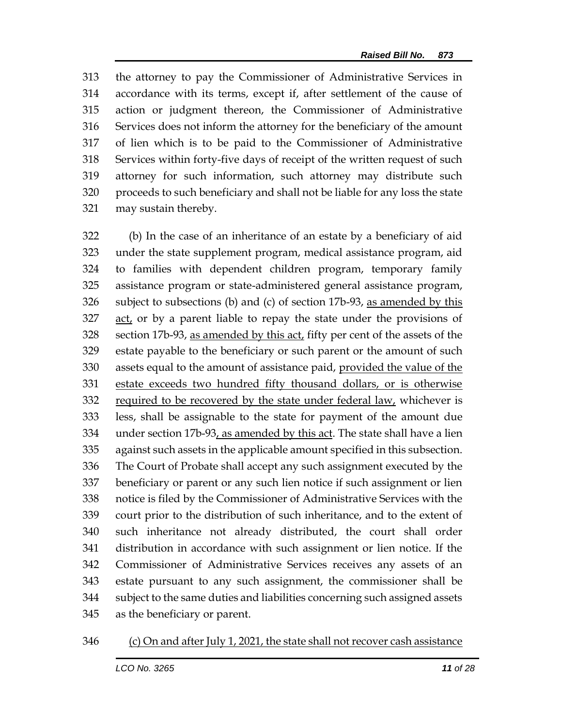313 the attorney to pay the Commissioner of Administrative Services in
314 accordance with its terms, except if, after settlement of the cause of
315 action or judgment thereon, the Commissioner of Administrative
316 Services does not inform the attorney for the beneficiary of the amount
317 of lien which is to be paid to the Commissioner of Administrative
318 Services within forty-five days of receipt of the written request of such
319 attorney for such information, such attorney may distribute such
320 proceeds to such beneficiary and shall not be liable for any loss the state
321 may sustain thereby.

322 (b) In the case of an inheritance of an estate by a beneficiary of aid
323 under the state supplement program, medical assistance program, aid
324 to families with dependent children program, temporary family
325 assistance program or state-administered general assistance program,
326 subject to subsections (b) and (c) of section 17b-93, <u>as amended by this</u>
327 <u>act,</u> or by a parent liable to repay the state under the provisions of
328 section 17b-93, <u>as amended by this act,</u> fifty per cent of the assets of the
329 estate payable to the beneficiary or such parent or the amount of such
330 assets equal to the amount of assistance paid, <u>provided the value of the</u>
331 <u>estate exceeds two hundred fifty thousand dollars, or is otherwise</u>
332 <u>required to be recovered by the state under federal law,</u> whichever is
333 less, shall be assignable to the state for payment of the amount due
334 under section 17b-93<u>, as amended by this act</u>. The state shall have a lien
335 against such assets in the applicable amount specified in this subsection.
336 The Court of Probate shall accept any such assignment executed by the
337 beneficiary or parent or any such lien notice if such assignment or lien
338 notice is filed by the Commissioner of Administrative Services with the
339 court prior to the distribution of such inheritance, and to the extent of
340 such inheritance not already distributed, the court shall order
341 distribution in accordance with such assignment or lien notice. If the
342 Commissioner of Administrative Services receives any assets of an
343 estate pursuant to any such assignment, the commissioner shall be
344 subject to the same duties and liabilities concerning such assigned assets
345 as the beneficiary or parent.

346 <u>(c) On and after July 1, 2021, the state shall not recover cash assistance</u>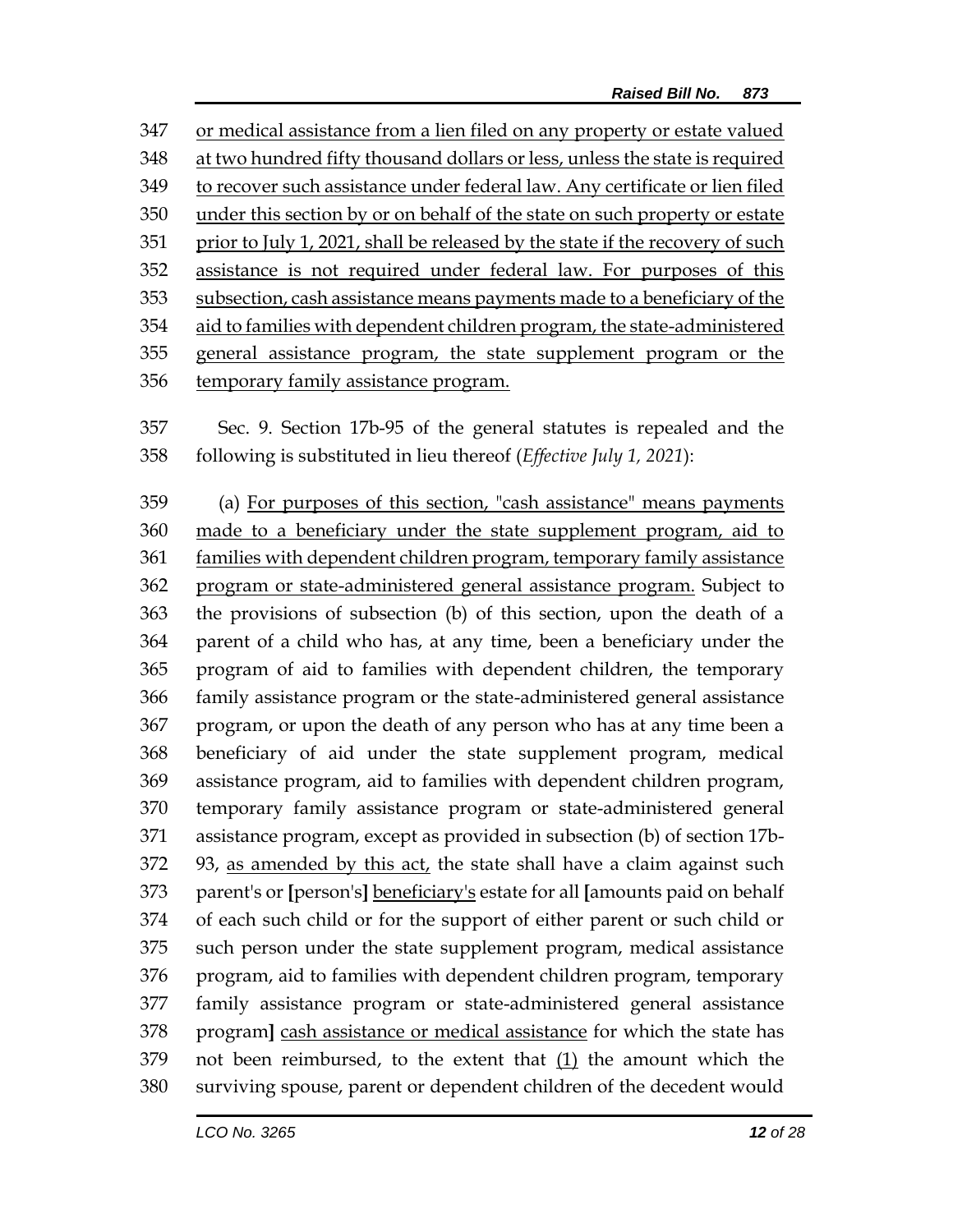347 or medical assistance from a lien filed on any property or estate valued
348 at two hundred fifty thousand dollars or less, unless the state is required
349 to recover such assistance under federal law. Any certificate or lien filed
350 under this section by or on behalf of the state on such property or estate
351 prior to July 1, 2021, shall be released by the state if the recovery of such
352 assistance is not required under federal law. For purposes of this
353 subsection, cash assistance means payments made to a beneficiary of the
354 aid to families with dependent children program, the state-administered
355 general assistance program, the state supplement program or the
356 temporary family assistance program.

357 Sec. 9. Section 17b-95 of the general statutes is repealed and the
358 following is substituted in lieu thereof (*Effective July 1, 2021*):

359 (a) For purposes of this section, "cash assistance" means payments
360 made to a beneficiary under the state supplement program, aid to
361 families with dependent children program, temporary family assistance
362 program or state-administered general assistance program. Subject to
363 the provisions of subsection (b) of this section, upon the death of a
364 parent of a child who has, at any time, been a beneficiary under the
365 program of aid to families with dependent children, the temporary
366 family assistance program or the state-administered general assistance
367 program, or upon the death of any person who has at any time been a
368 beneficiary of aid under the state supplement program, medical
369 assistance program, aid to families with dependent children program,
370 temporary family assistance program or state-administered general
371 assistance program, except as provided in subsection (b) of section 17b-
372 93, as amended by this act, the state shall have a claim against such
373 parent's or **[**person's**]** beneficiary's estate for all **[**amounts paid on behalf
374 of each such child or for the support of either parent or such child or
375 such person under the state supplement program, medical assistance
376 program, aid to families with dependent children program, temporary
377 family assistance program or state-administered general assistance
378 program**]** cash assistance or medical assistance for which the state has
379 not been reimbursed, to the extent that (1) the amount which the
380 surviving spouse, parent or dependent children of the decedent would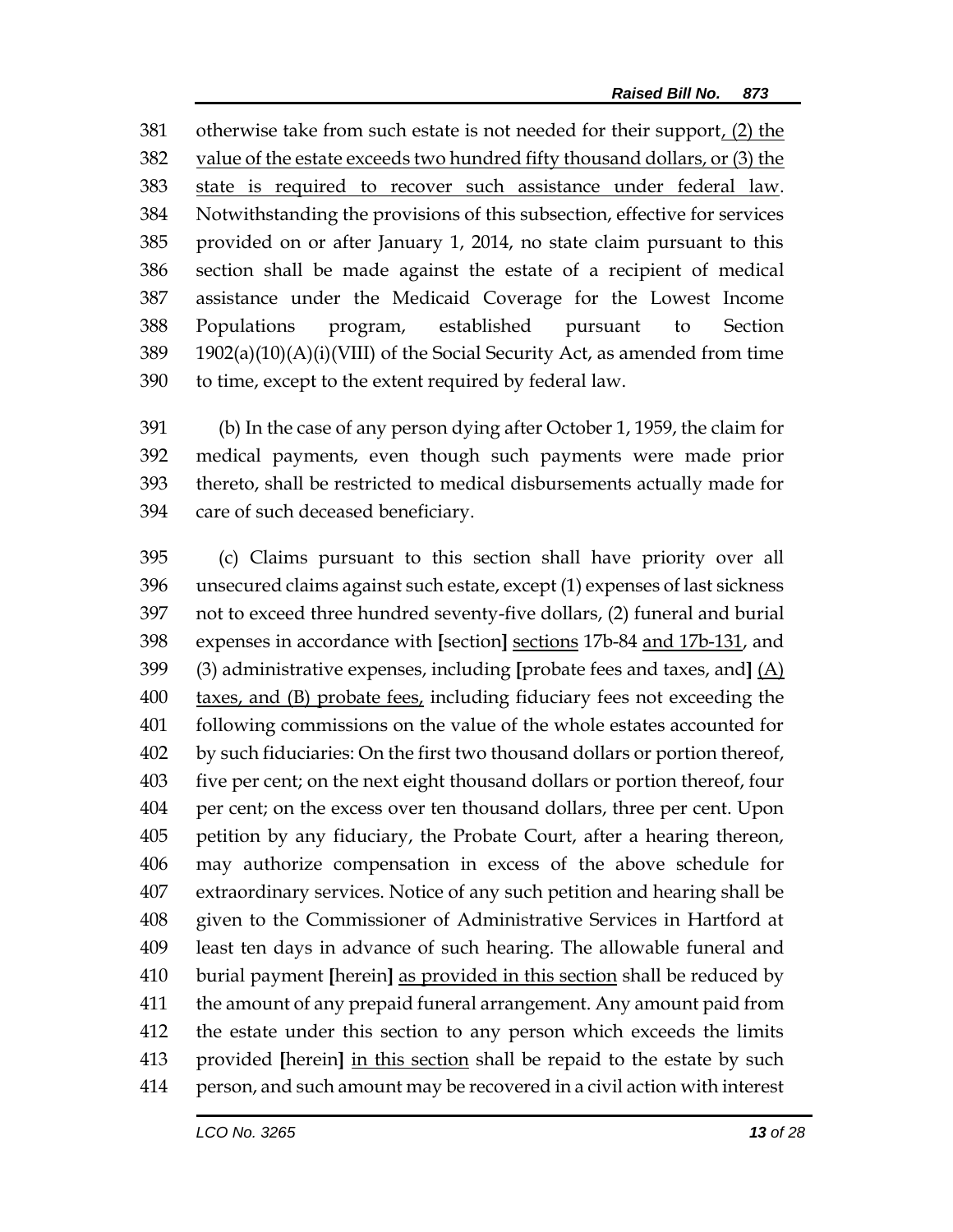otherwise take from such estate is not needed for their support, (2) the value of the estate exceeds two hundred fifty thousand dollars, or (3) the state is required to recover such assistance under federal law. Notwithstanding the provisions of this subsection, effective for services provided on or after January 1, 2014, no state claim pursuant to this section shall be made against the estate of a recipient of medical assistance under the Medicaid Coverage for the Lowest Income Populations program, established pursuant to Section 1902(a)(10)(A)(i)(VIII) of the Social Security Act, as amended from time to time, except to the extent required by federal law.

(b) In the case of any person dying after October 1, 1959, the claim for medical payments, even though such payments were made prior thereto, shall be restricted to medical disbursements actually made for care of such deceased beneficiary.

(c) Claims pursuant to this section shall have priority over all unsecured claims against such estate, except (1) expenses of last sickness not to exceed three hundred seventy-five dollars, (2) funeral and burial expenses in accordance with [section] sections 17b-84 and 17b-131, and (3) administrative expenses, including [probate fees and taxes, and] (A) taxes, and (B) probate fees, including fiduciary fees not exceeding the following commissions on the value of the whole estates accounted for by such fiduciaries: On the first two thousand dollars or portion thereof, five per cent; on the next eight thousand dollars or portion thereof, four per cent; on the excess over ten thousand dollars, three per cent. Upon petition by any fiduciary, the Probate Court, after a hearing thereon, may authorize compensation in excess of the above schedule for extraordinary services. Notice of any such petition and hearing shall be given to the Commissioner of Administrative Services in Hartford at least ten days in advance of such hearing. The allowable funeral and burial payment [herein] as provided in this section shall be reduced by the amount of any prepaid funeral arrangement. Any amount paid from the estate under this section to any person which exceeds the limits provided [herein] in this section shall be repaid to the estate by such person, and such amount may be recovered in a civil action with interest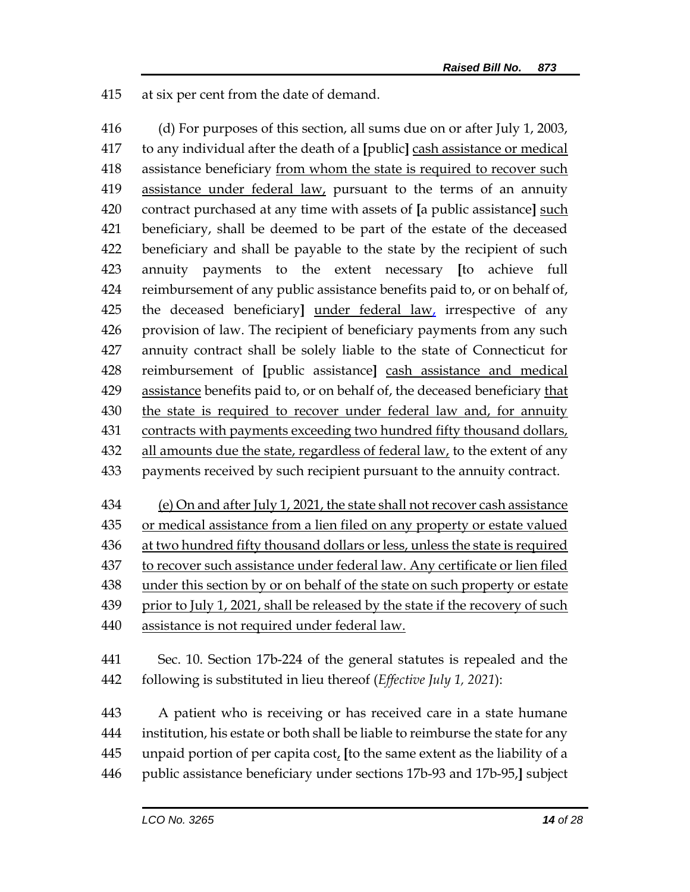at six per cent from the date of demand.

(d) For purposes of this section, all sums due on or after July 1, 2003, to any individual after the death of a **[**public**]** cash assistance or medical assistance beneficiary from whom the state is required to recover such assistance under federal law, pursuant to the terms of an annuity contract purchased at any time with assets of **[**a public assistance**]** such beneficiary, shall be deemed to be part of the estate of the deceased beneficiary and shall be payable to the state by the recipient of such annuity payments to the extent necessary **[**to achieve full reimbursement of any public assistance benefits paid to, or on behalf of, the deceased beneficiary**]** under federal law, irrespective of any provision of law. The recipient of beneficiary payments from any such annuity contract shall be solely liable to the state of Connecticut for reimbursement of **[**public assistance**]** cash assistance and medical assistance benefits paid to, or on behalf of, the deceased beneficiary that the state is required to recover under federal law and, for annuity contracts with payments exceeding two hundred fifty thousand dollars, all amounts due the state, regardless of federal law, to the extent of any payments received by such recipient pursuant to the annuity contract.

(e) On and after July 1, 2021, the state shall not recover cash assistance or medical assistance from a lien filed on any property or estate valued at two hundred fifty thousand dollars or less, unless the state is required to recover such assistance under federal law. Any certificate or lien filed under this section by or on behalf of the state on such property or estate prior to July 1, 2021, shall be released by the state if the recovery of such assistance is not required under federal law.

Sec. 10. Section 17b-224 of the general statutes is repealed and the following is substituted in lieu thereof (*Effective July 1, 2021*):

A patient who is receiving or has received care in a state humane institution, his estate or both shall be liable to reimburse the state for any unpaid portion of per capita cost, **[**to the same extent as the liability of a public assistance beneficiary under sections 17b-93 and 17b-95,**]** subject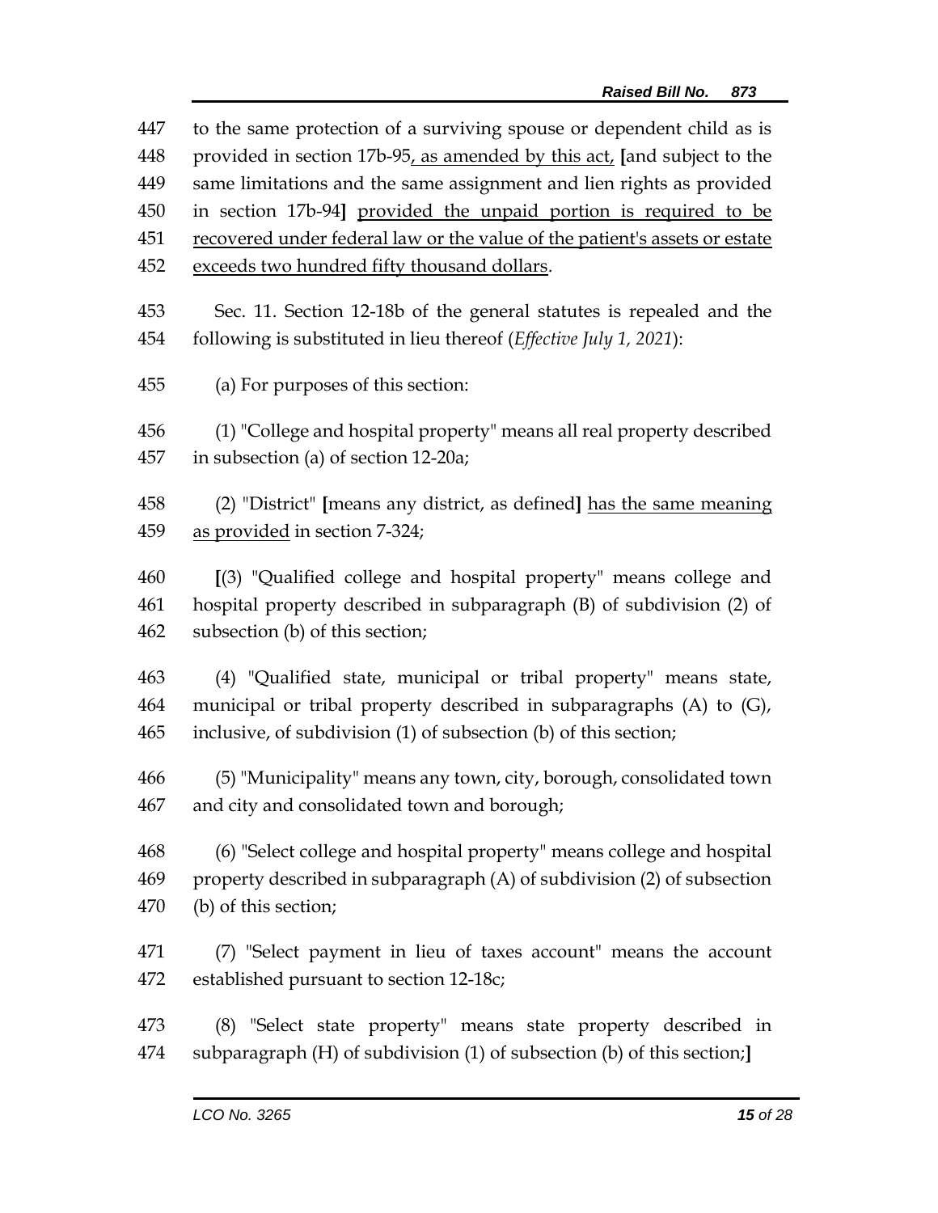447 to the same protection of a surviving spouse or dependent child as is
448 provided in section 17b-95, as amended by this act, [and subject to the
449 same limitations and the same assignment and lien rights as provided
450 in section 17b-94] provided the unpaid portion is required to be
451 recovered under federal law or the value of the patient's assets or estate
452 exceeds two hundred fifty thousand dollars.

453 Sec. 11. Section 12-18b of the general statutes is repealed and the
454 following is substituted in lieu thereof (*Effective July 1, 2021*):

455 (a) For purposes of this section:

456 (1) "College and hospital property" means all real property described
457 in subsection (a) of section 12-20a;

458 (2) "District" [means any district, as defined] has the same meaning
459 as provided in section 7-324;

460 [(3) "Qualified college and hospital property" means college and
461 hospital property described in subparagraph (B) of subdivision (2) of
462 subsection (b) of this section;

463 (4) "Qualified state, municipal or tribal property" means state,
464 municipal or tribal property described in subparagraphs (A) to (G),
465 inclusive, of subdivision (1) of subsection (b) of this section;

466 (5) "Municipality" means any town, city, borough, consolidated town
467 and city and consolidated town and borough;

468 (6) "Select college and hospital property" means college and hospital
469 property described in subparagraph (A) of subdivision (2) of subsection
470 (b) of this section;

471 (7) "Select payment in lieu of taxes account" means the account
472 established pursuant to section 12-18c;

473 (8) "Select state property" means state property described in
474 subparagraph (H) of subdivision (1) of subsection (b) of this section;]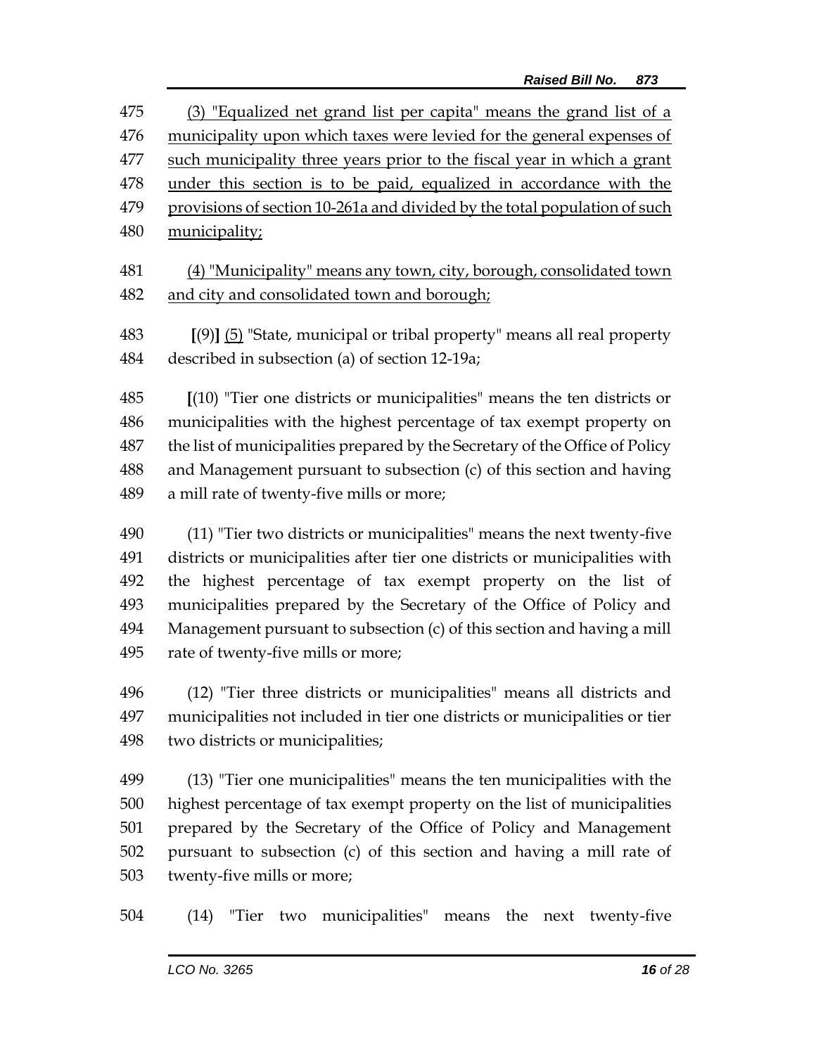475 (3) "Equalized net grand list per capita" means the grand list of a
476 municipality upon which taxes were levied for the general expenses of
477 such municipality three years prior to the fiscal year in which a grant
478 under this section is to be paid, equalized in accordance with the
479 provisions of section 10-261a and divided by the total population of such
480 municipality;

481 (4) "Municipality" means any town, city, borough, consolidated town
482 and city and consolidated town and borough;

483 [(9)] (5) "State, municipal or tribal property" means all real property
484 described in subsection (a) of section 12-19a;

485 [(10) "Tier one districts or municipalities" means the ten districts or
486 municipalities with the highest percentage of tax exempt property on
487 the list of municipalities prepared by the Secretary of the Office of Policy
488 and Management pursuant to subsection (c) of this section and having
489 a mill rate of twenty-five mills or more;

490 (11) "Tier two districts or municipalities" means the next twenty-five
491 districts or municipalities after tier one districts or municipalities with
492 the highest percentage of tax exempt property on the list of
493 municipalities prepared by the Secretary of the Office of Policy and
494 Management pursuant to subsection (c) of this section and having a mill
495 rate of twenty-five mills or more;

496 (12) "Tier three districts or municipalities" means all districts and
497 municipalities not included in tier one districts or municipalities or tier
498 two districts or municipalities;

499 (13) "Tier one municipalities" means the ten municipalities with the
500 highest percentage of tax exempt property on the list of municipalities
501 prepared by the Secretary of the Office of Policy and Management
502 pursuant to subsection (c) of this section and having a mill rate of
503 twenty-five mills or more;

504 (14) "Tier two municipalities" means the next twenty-five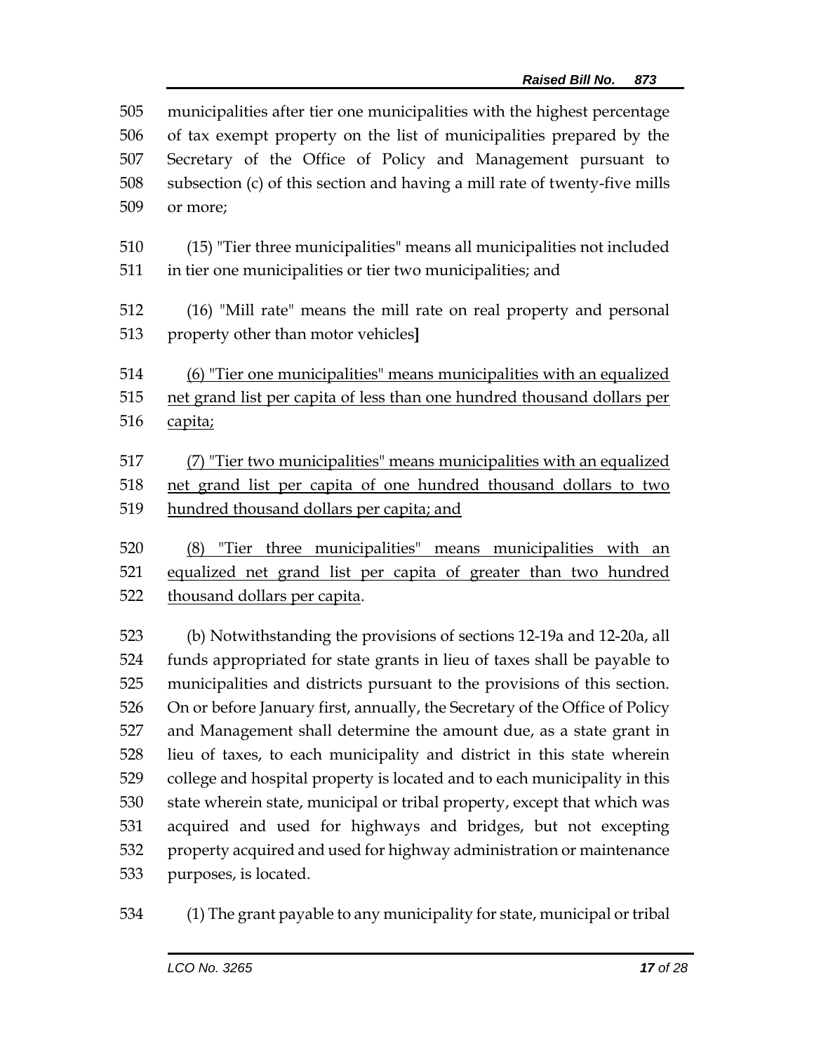505 municipalities after tier one municipalities with the highest percentage
506 of tax exempt property on the list of municipalities prepared by the
507 Secretary of the Office of Policy and Management pursuant to
508 subsection (c) of this section and having a mill rate of twenty-five mills
509 or more;

510 (15) "Tier three municipalities" means all municipalities not included
511 in tier one municipalities or tier two municipalities; and

512 (16) "Mill rate" means the mill rate on real property and personal
513 property other than motor vehicles**]**

514 <u>(6) "Tier one municipalities" means municipalities with an equalized</u>
515 <u>net grand list per capita of less than one hundred thousand dollars per</u>
516 <u>capita;</u>

517 <u>(7) "Tier two municipalities" means municipalities with an equalized</u>
518 <u>net grand list per capita of one hundred thousand dollars to two</u>
519 <u>hundred thousand dollars per capita; and</u>

520 <u>(8) "Tier three municipalities" means municipalities with an</u>
521 <u>equalized net grand list per capita of greater than two hundred</u>
522 <u>thousand dollars per capita</u>.

523 (b) Notwithstanding the provisions of sections 12-19a and 12-20a, all
524 funds appropriated for state grants in lieu of taxes shall be payable to
525 municipalities and districts pursuant to the provisions of this section.
526 On or before January first, annually, the Secretary of the Office of Policy
527 and Management shall determine the amount due, as a state grant in
528 lieu of taxes, to each municipality and district in this state wherein
529 college and hospital property is located and to each municipality in this
530 state wherein state, municipal or tribal property, except that which was
531 acquired and used for highways and bridges, but not excepting
532 property acquired and used for highway administration or maintenance
533 purposes, is located.

534 (1) The grant payable to any municipality for state, municipal or tribal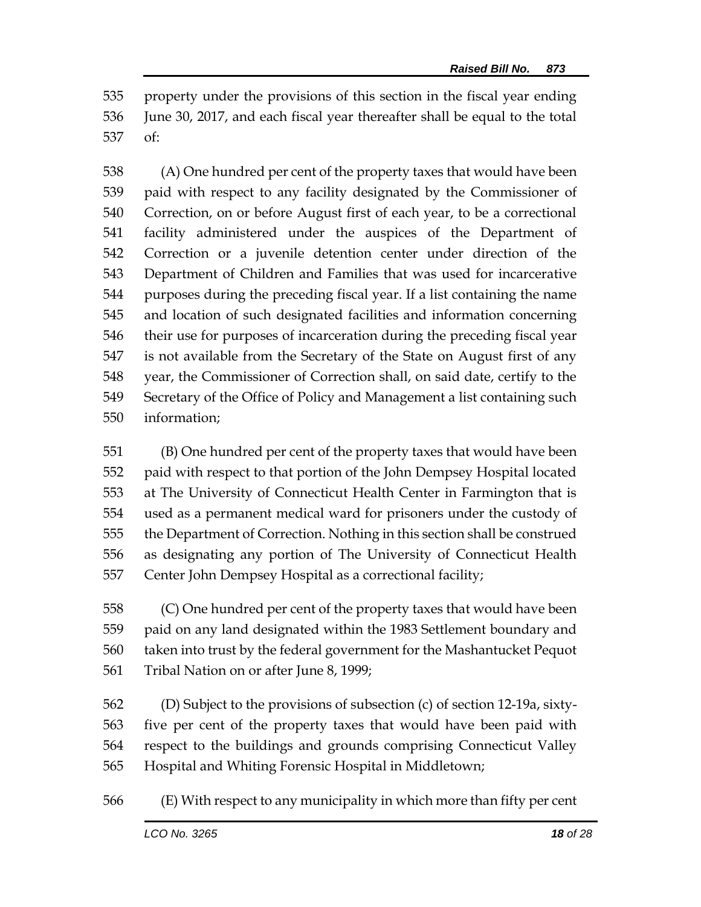property under the provisions of this section in the fiscal year ending June 30, 2017, and each fiscal year thereafter shall be equal to the total of:

(A) One hundred per cent of the property taxes that would have been paid with respect to any facility designated by the Commissioner of Correction, on or before August first of each year, to be a correctional facility administered under the auspices of the Department of Correction or a juvenile detention center under direction of the Department of Children and Families that was used for incarcerative purposes during the preceding fiscal year. If a list containing the name and location of such designated facilities and information concerning their use for purposes of incarceration during the preceding fiscal year is not available from the Secretary of the State on August first of any year, the Commissioner of Correction shall, on said date, certify to the Secretary of the Office of Policy and Management a list containing such information;

(B) One hundred per cent of the property taxes that would have been paid with respect to that portion of the John Dempsey Hospital located at The University of Connecticut Health Center in Farmington that is used as a permanent medical ward for prisoners under the custody of the Department of Correction. Nothing in this section shall be construed as designating any portion of The University of Connecticut Health Center John Dempsey Hospital as a correctional facility;

(C) One hundred per cent of the property taxes that would have been paid on any land designated within the 1983 Settlement boundary and taken into trust by the federal government for the Mashantucket Pequot Tribal Nation on or after June 8, 1999;

(D) Subject to the provisions of subsection (c) of section 12-19a, sixty-five per cent of the property taxes that would have been paid with respect to the buildings and grounds comprising Connecticut Valley Hospital and Whiting Forensic Hospital in Middletown;

(E) With respect to any municipality in which more than fifty per cent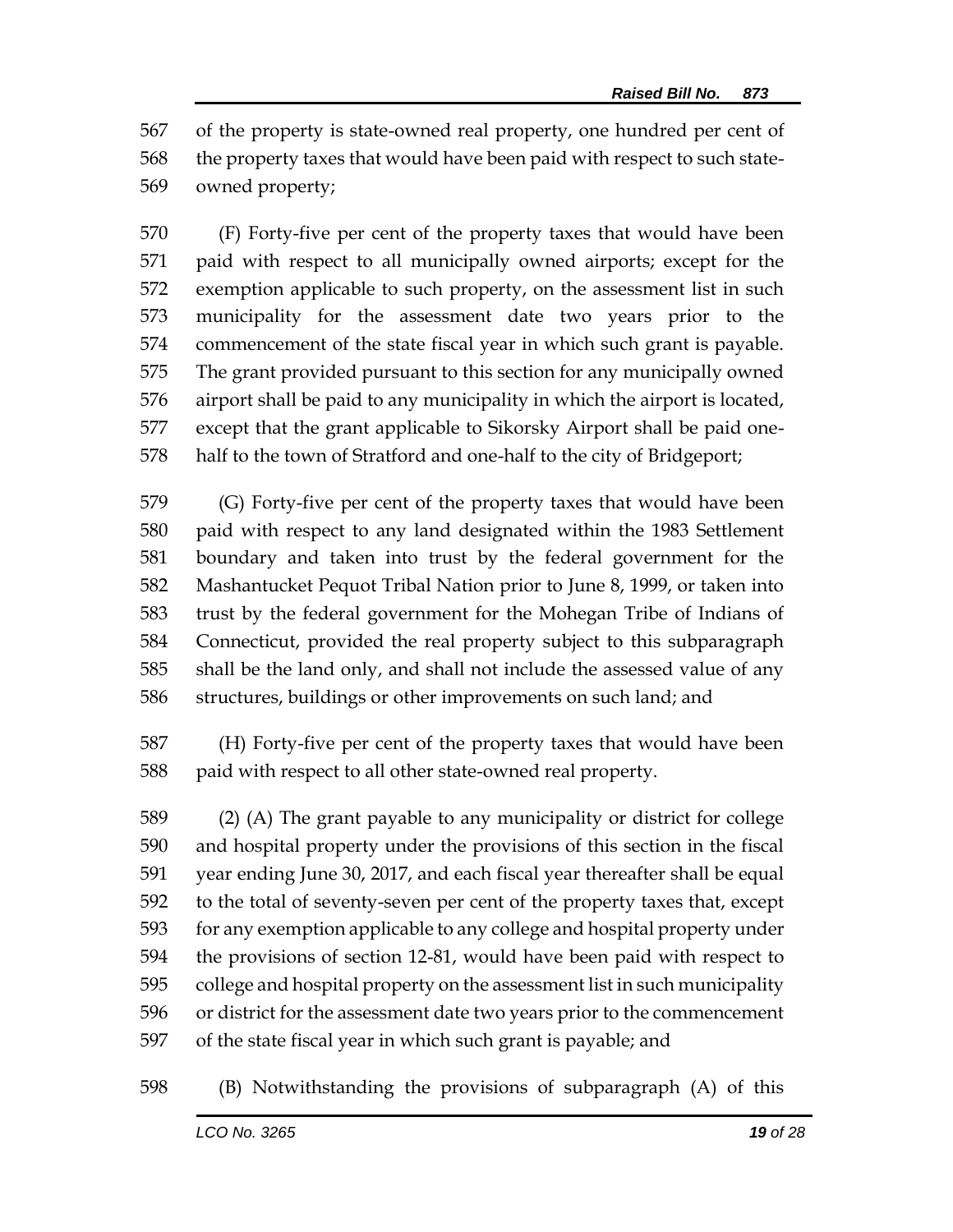of the property is state-owned real property, one hundred per cent of the property taxes that would have been paid with respect to such state-owned property;

(F) Forty-five per cent of the property taxes that would have been paid with respect to all municipally owned airports; except for the exemption applicable to such property, on the assessment list in such municipality for the assessment date two years prior to the commencement of the state fiscal year in which such grant is payable. The grant provided pursuant to this section for any municipally owned airport shall be paid to any municipality in which the airport is located, except that the grant applicable to Sikorsky Airport shall be paid one-half to the town of Stratford and one-half to the city of Bridgeport;

(G) Forty-five per cent of the property taxes that would have been paid with respect to any land designated within the 1983 Settlement boundary and taken into trust by the federal government for the Mashantucket Pequot Tribal Nation prior to June 8, 1999, or taken into trust by the federal government for the Mohegan Tribe of Indians of Connecticut, provided the real property subject to this subparagraph shall be the land only, and shall not include the assessed value of any structures, buildings or other improvements on such land; and

(H) Forty-five per cent of the property taxes that would have been paid with respect to all other state-owned real property.

(2) (A) The grant payable to any municipality or district for college and hospital property under the provisions of this section in the fiscal year ending June 30, 2017, and each fiscal year thereafter shall be equal to the total of seventy-seven per cent of the property taxes that, except for any exemption applicable to any college and hospital property under the provisions of section 12-81, would have been paid with respect to college and hospital property on the assessment list in such municipality or district for the assessment date two years prior to the commencement of the state fiscal year in which such grant is payable; and

(B) Notwithstanding the provisions of subparagraph (A) of this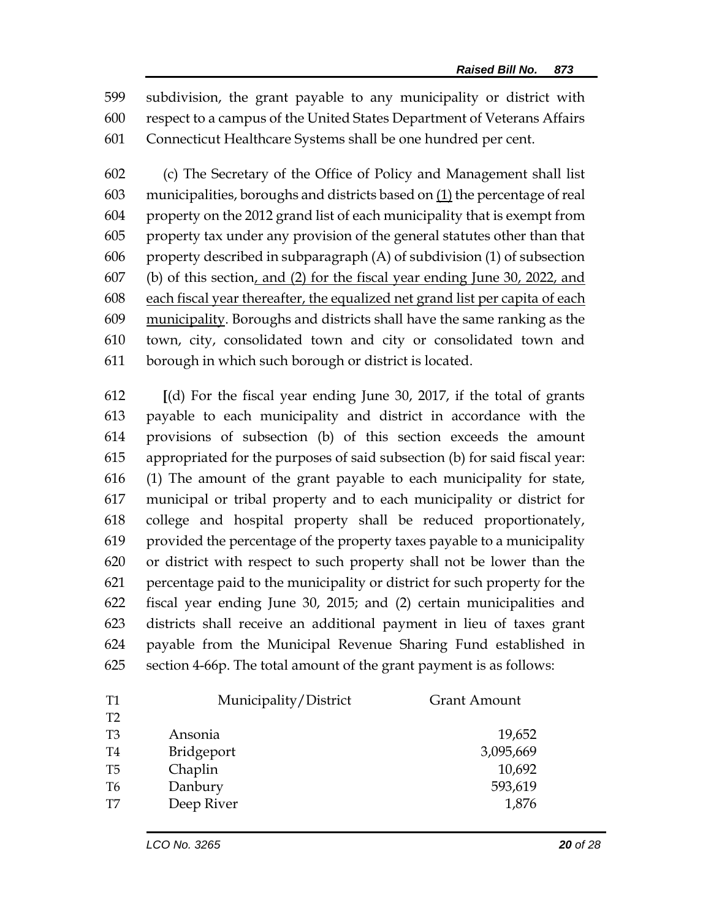599 subdivision, the grant payable to any municipality or district with
600 respect to a campus of the United States Department of Veterans Affairs
601 Connecticut Healthcare Systems shall be one hundred per cent.

602 (c) The Secretary of the Office of Policy and Management shall list
603 municipalities, boroughs and districts based on <u>(1)</u> the percentage of real
604 property on the 2012 grand list of each municipality that is exempt from
605 property tax under any provision of the general statutes other than that
606 property described in subparagraph (A) of subdivision (1) of subsection
607 (b) of this section<u>, and (2) for the fiscal year ending June 30, 2022, and</u>
608 <u>each fiscal year thereafter, the equalized net grand list per capita of each</u>
609 <u>municipality</u>. Boroughs and districts shall have the same ranking as the
610 town, city, consolidated town and city or consolidated town and
611 borough in which such borough or district is located.

612 **[**(d) For the fiscal year ending June 30, 2017, if the total of grants
613 payable to each municipality and district in accordance with the
614 provisions of subsection (b) of this section exceeds the amount
615 appropriated for the purposes of said subsection (b) for said fiscal year:
616 (1) The amount of the grant payable to each municipality for state,
617 municipal or tribal property and to each municipality or district for
618 college and hospital property shall be reduced proportionately,
619 provided the percentage of the property taxes payable to a municipality
620 or district with respect to such property shall not be lower than the
621 percentage paid to the municipality or district for such property for the
622 fiscal year ending June 30, 2015; and (2) certain municipalities and
623 districts shall receive an additional payment in lieu of taxes grant
624 payable from the Municipal Revenue Sharing Fund established in
625 section 4-66p. The total amount of the grant payment is as follows:

| | Municipality/District | Grant Amount |
|---|---|---|
| T1 | Municipality/District | Grant Amount |
| T2 | | |
| T3 | Ansonia | 19,652 |
| T4 | Bridgeport | 3,095,669 |
| T5 | Chaplin | 10,692 |
| T6 | Danbury | 593,619 |
| T7 | Deep River | 1,876 |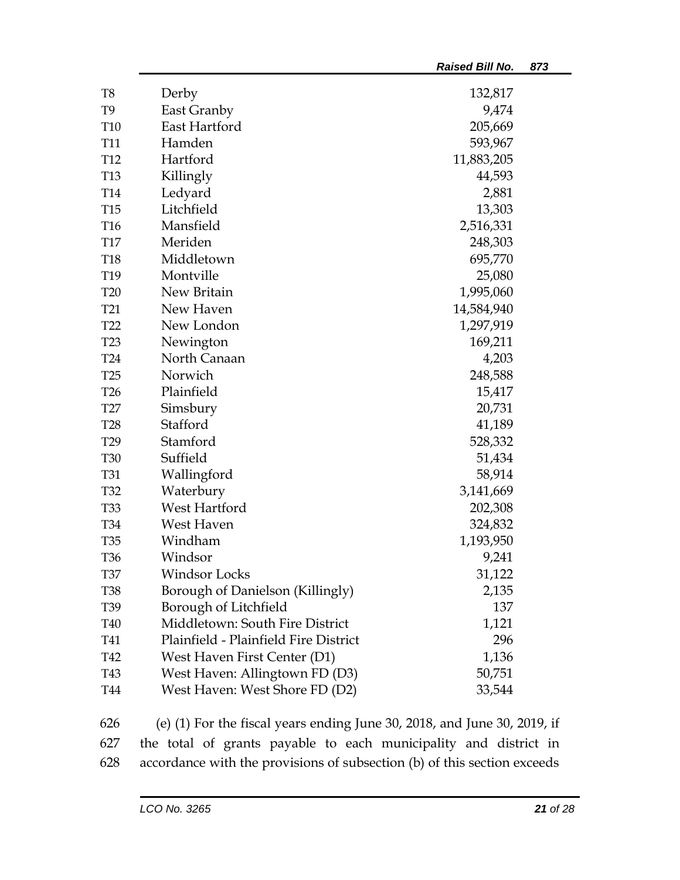| | | |
|---|---|---|
| T8 | Derby | 132,817 |
| T9 | East Granby | 9,474 |
| T10 | East Hartford | 205,669 |
| T11 | Hamden | 593,967 |
| T12 | Hartford | 11,883,205 |
| T13 | Killingly | 44,593 |
| T14 | Ledyard | 2,881 |
| T15 | Litchfield | 13,303 |
| T16 | Mansfield | 2,516,331 |
| T17 | Meriden | 248,303 |
| T18 | Middletown | 695,770 |
| T19 | Montville | 25,080 |
| T20 | New Britain | 1,995,060 |
| T21 | New Haven | 14,584,940 |
| T22 | New London | 1,297,919 |
| T23 | Newington | 169,211 |
| T24 | North Canaan | 4,203 |
| T25 | Norwich | 248,588 |
| T26 | Plainfield | 15,417 |
| T27 | Simsbury | 20,731 |
| T28 | Stafford | 41,189 |
| T29 | Stamford | 528,332 |
| T30 | Suffield | 51,434 |
| T31 | Wallingford | 58,914 |
| T32 | Waterbury | 3,141,669 |
| T33 | West Hartford | 202,308 |
| T34 | West Haven | 324,832 |
| T35 | Windham | 1,193,950 |
| T36 | Windsor | 9,241 |
| T37 | Windsor Locks | 31,122 |
| T38 | Borough of Danielson (Killingly) | 2,135 |
| T39 | Borough of Litchfield | 137 |
| T40 | Middletown: South Fire District | 1,121 |
| T41 | Plainfield - Plainfield Fire District | 296 |
| T42 | West Haven First Center (D1) | 1,136 |
| T43 | West Haven: Allingtown FD (D3) | 50,751 |
| T44 | West Haven: West Shore FD (D2) | 33,544 |

626 (e) (1) For the fiscal years ending June 30, 2018, and June 30, 2019, if
627 the total of grants payable to each municipality and district in
628 accordance with the provisions of subsection (b) of this section exceeds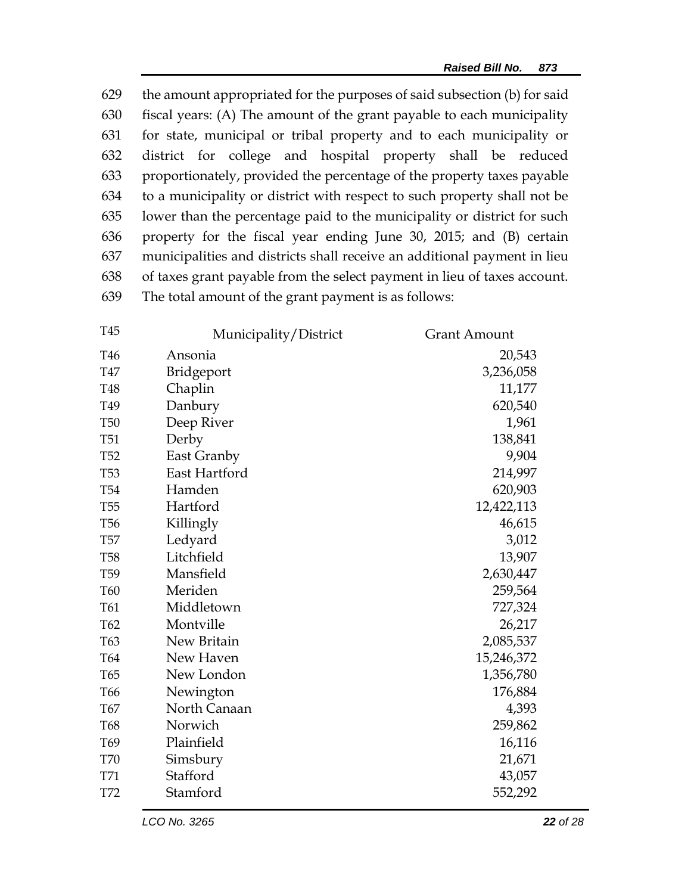629 the amount appropriated for the purposes of said subsection (b) for said
630 fiscal years: (A) The amount of the grant payable to each municipality
631 for state, municipal or tribal property and to each municipality or
632 district for college and hospital property shall be reduced
633 proportionately, provided the percentage of the property taxes payable
634 to a municipality or district with respect to such property shall not be
635 lower than the percentage paid to the municipality or district for such
636 property for the fiscal year ending June 30, 2015; and (B) certain
637 municipalities and districts shall receive an additional payment in lieu
638 of taxes grant payable from the select payment in lieu of taxes account.
639 The total amount of the grant payment is as follows:

| T45 | Municipality/District | Grant Amount |
|---|---|---|
| T46 | Ansonia | 20,543 |
| T47 | Bridgeport | 3,236,058 |
| T48 | Chaplin | 11,177 |
| T49 | Danbury | 620,540 |
| T50 | Deep River | 1,961 |
| T51 | Derby | 138,841 |
| T52 | East Granby | 9,904 |
| T53 | East Hartford | 214,997 |
| T54 | Hamden | 620,903 |
| T55 | Hartford | 12,422,113 |
| T56 | Killingly | 46,615 |
| T57 | Ledyard | 3,012 |
| T58 | Litchfield | 13,907 |
| T59 | Mansfield | 2,630,447 |
| T60 | Meriden | 259,564 |
| T61 | Middletown | 727,324 |
| T62 | Montville | 26,217 |
| T63 | New Britain | 2,085,537 |
| T64 | New Haven | 15,246,372 |
| T65 | New London | 1,356,780 |
| T66 | Newington | 176,884 |
| T67 | North Canaan | 4,393 |
| T68 | Norwich | 259,862 |
| T69 | Plainfield | 16,116 |
| T70 | Simsbury | 21,671 |
| T71 | Stafford | 43,057 |
| T72 | Stamford | 552,292 |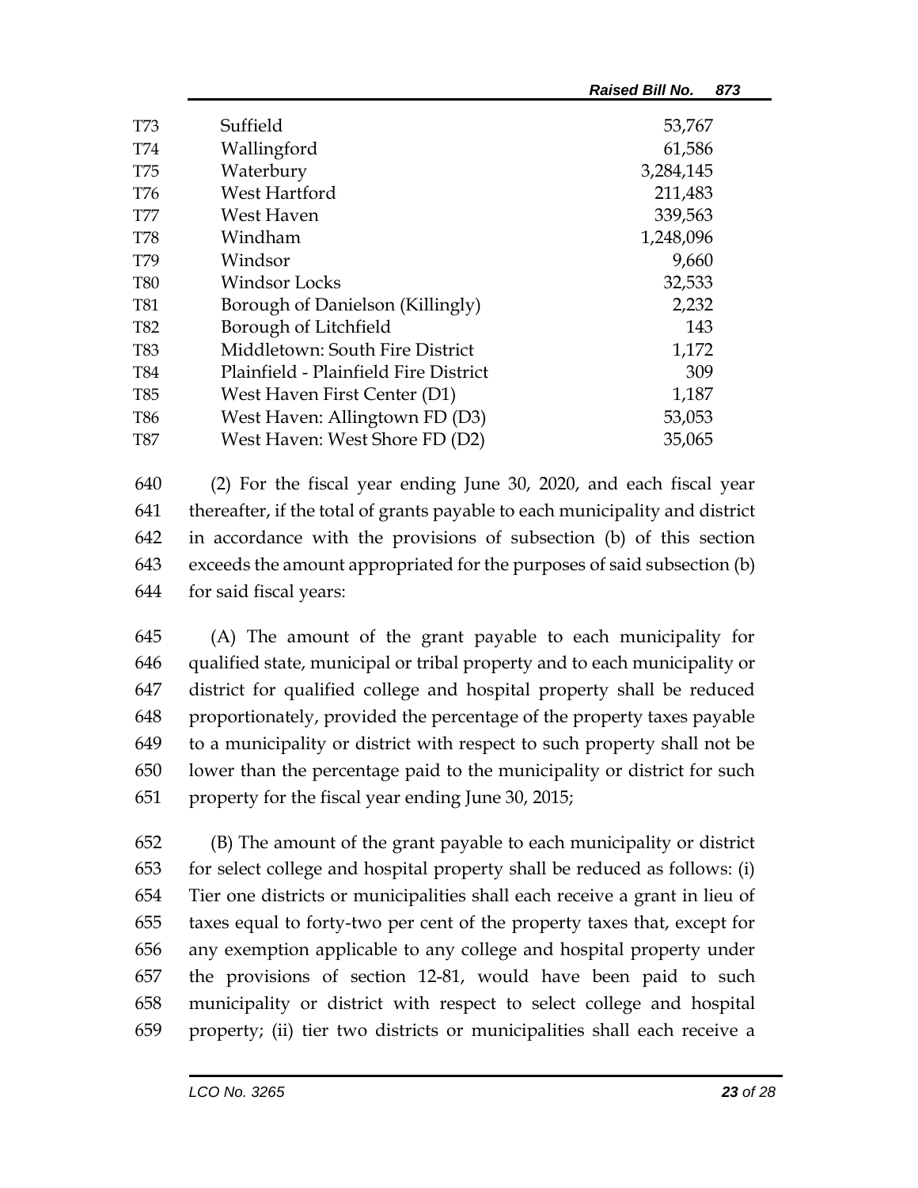| | | |
|---|---|---|
| T73 | Suffield | 53,767 |
| T74 | Wallingford | 61,586 |
| T75 | Waterbury | 3,284,145 |
| T76 | West Hartford | 211,483 |
| T77 | West Haven | 339,563 |
| T78 | Windham | 1,248,096 |
| T79 | Windsor | 9,660 |
| T80 | Windsor Locks | 32,533 |
| T81 | Borough of Danielson (Killingly) | 2,232 |
| T82 | Borough of Litchfield | 143 |
| T83 | Middletown: South Fire District | 1,172 |
| T84 | Plainfield - Plainfield Fire District | 309 |
| T85 | West Haven First Center (D1) | 1,187 |
| T86 | West Haven: Allingtown FD (D3) | 53,053 |
| T87 | West Haven: West Shore FD (D2) | 35,065 |

640 (2) For the fiscal year ending June 30, 2020, and each fiscal year
641 thereafter, if the total of grants payable to each municipality and district
642 in accordance with the provisions of subsection (b) of this section
643 exceeds the amount appropriated for the purposes of said subsection (b)
644 for said fiscal years:

645 (A) The amount of the grant payable to each municipality for
646 qualified state, municipal or tribal property and to each municipality or
647 district for qualified college and hospital property shall be reduced
648 proportionately, provided the percentage of the property taxes payable
649 to a municipality or district with respect to such property shall not be
650 lower than the percentage paid to the municipality or district for such
651 property for the fiscal year ending June 30, 2015;

652 (B) The amount of the grant payable to each municipality or district
653 for select college and hospital property shall be reduced as follows: (i)
654 Tier one districts or municipalities shall each receive a grant in lieu of
655 taxes equal to forty-two per cent of the property taxes that, except for
656 any exemption applicable to any college and hospital property under
657 the provisions of section 12-81, would have been paid to such
658 municipality or district with respect to select college and hospital
659 property; (ii) tier two districts or municipalities shall each receive a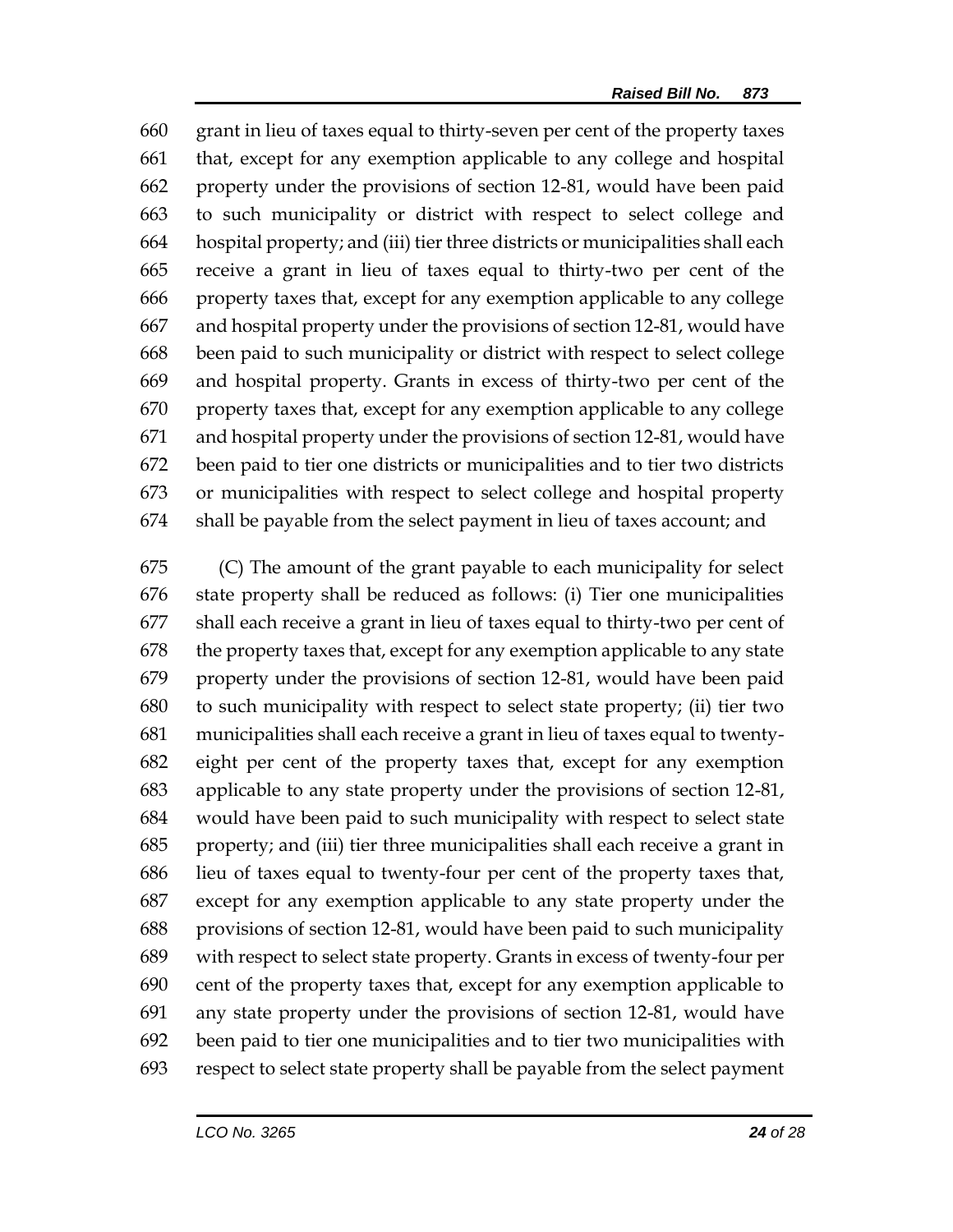grant in lieu of taxes equal to thirty-seven per cent of the property taxes that, except for any exemption applicable to any college and hospital property under the provisions of section 12-81, would have been paid to such municipality or district with respect to select college and hospital property; and (iii) tier three districts or municipalities shall each receive a grant in lieu of taxes equal to thirty-two per cent of the property taxes that, except for any exemption applicable to any college and hospital property under the provisions of section 12-81, would have been paid to such municipality or district with respect to select college and hospital property. Grants in excess of thirty-two per cent of the property taxes that, except for any exemption applicable to any college and hospital property under the provisions of section 12-81, would have been paid to tier one districts or municipalities and to tier two districts or municipalities with respect to select college and hospital property shall be payable from the select payment in lieu of taxes account; and

(C) The amount of the grant payable to each municipality for select state property shall be reduced as follows: (i) Tier one municipalities shall each receive a grant in lieu of taxes equal to thirty-two per cent of the property taxes that, except for any exemption applicable to any state property under the provisions of section 12-81, would have been paid to such municipality with respect to select state property; (ii) tier two municipalities shall each receive a grant in lieu of taxes equal to twenty-eight per cent of the property taxes that, except for any exemption applicable to any state property under the provisions of section 12-81, would have been paid to such municipality with respect to select state property; and (iii) tier three municipalities shall each receive a grant in lieu of taxes equal to twenty-four per cent of the property taxes that, except for any exemption applicable to any state property under the provisions of section 12-81, would have been paid to such municipality with respect to select state property. Grants in excess of twenty-four per cent of the property taxes that, except for any exemption applicable to any state property under the provisions of section 12-81, would have been paid to tier one municipalities and to tier two municipalities with respect to select state property shall be payable from the select payment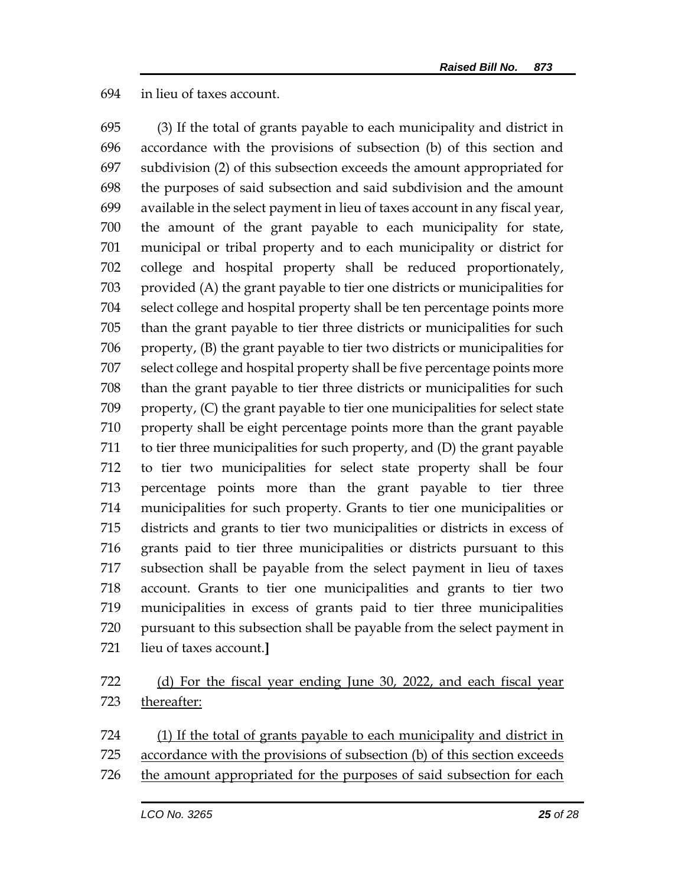in lieu of taxes account.

(3) If the total of grants payable to each municipality and district in accordance with the provisions of subsection (b) of this section and subdivision (2) of this subsection exceeds the amount appropriated for the purposes of said subsection and said subdivision and the amount available in the select payment in lieu of taxes account in any fiscal year, the amount of the grant payable to each municipality for state, municipal or tribal property and to each municipality or district for college and hospital property shall be reduced proportionately, provided (A) the grant payable to tier one districts or municipalities for select college and hospital property shall be ten percentage points more than the grant payable to tier three districts or municipalities for such property, (B) the grant payable to tier two districts or municipalities for select college and hospital property shall be five percentage points more than the grant payable to tier three districts or municipalities for such property, (C) the grant payable to tier one municipalities for select state property shall be eight percentage points more than the grant payable to tier three municipalities for such property, and (D) the grant payable to tier two municipalities for select state property shall be four percentage points more than the grant payable to tier three municipalities for such property. Grants to tier one municipalities or districts and grants to tier two municipalities or districts in excess of grants paid to tier three municipalities or districts pursuant to this subsection shall be payable from the select payment in lieu of taxes account. Grants to tier one municipalities and grants to tier two municipalities in excess of grants paid to tier three municipalities pursuant to this subsection shall be payable from the select payment in lieu of taxes account.**]**

<u>(d) For the fiscal year ending June 30, 2022, and each fiscal year thereafter:</u>

<u>(1) If the total of grants payable to each municipality and district in accordance with the provisions of subsection (b) of this section exceeds the amount appropriated for the purposes of said subsection for each</u>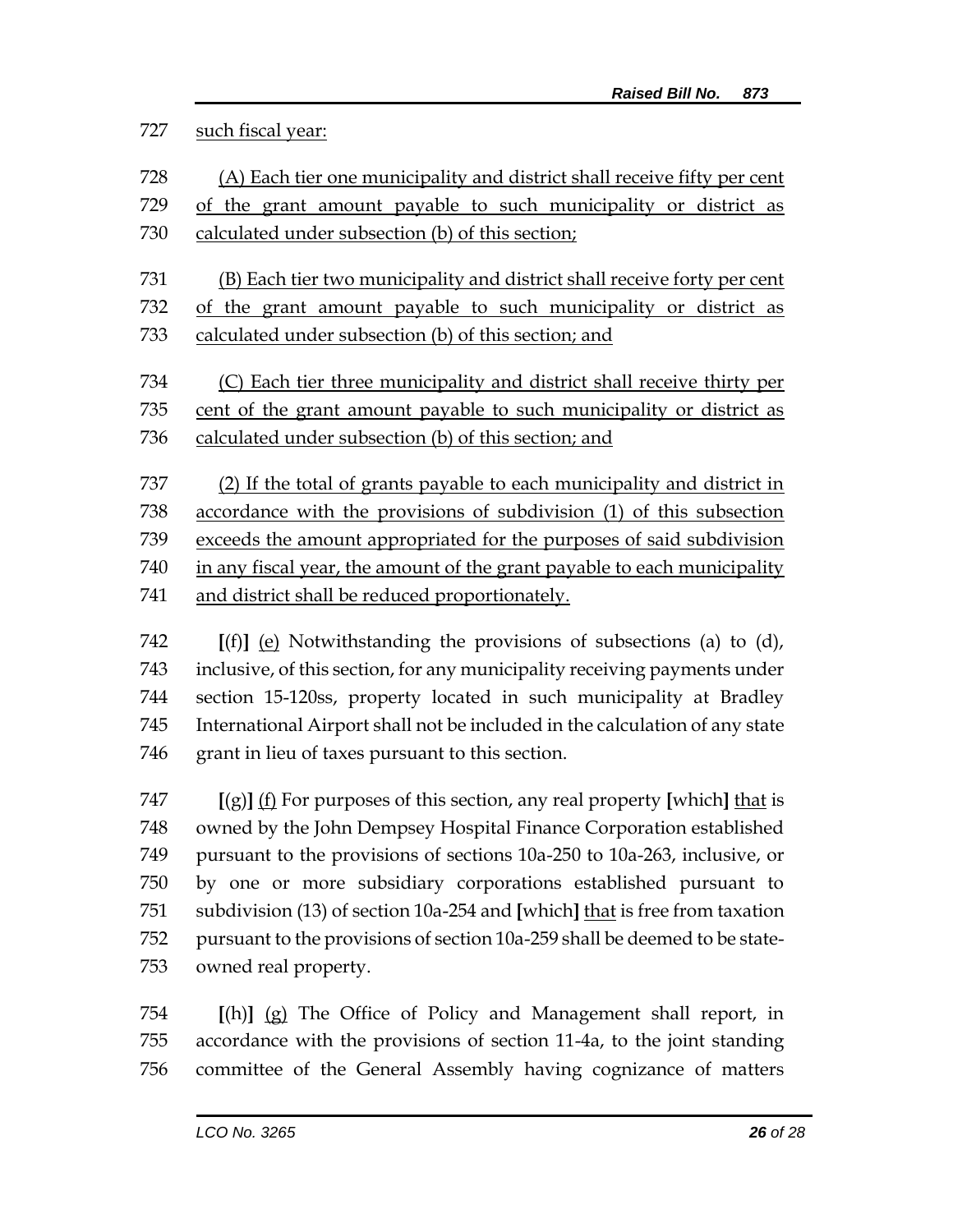727 such fiscal year:

728 (A) Each tier one municipality and district shall receive fifty per cent
729 of the grant amount payable to such municipality or district as
730 calculated under subsection (b) of this section;

731 (B) Each tier two municipality and district shall receive forty per cent
732 of the grant amount payable to such municipality or district as
733 calculated under subsection (b) of this section; and

734 (C) Each tier three municipality and district shall receive thirty per
735 cent of the grant amount payable to such municipality or district as
736 calculated under subsection (b) of this section; and

737 (2) If the total of grants payable to each municipality and district in
738 accordance with the provisions of subdivision (1) of this subsection
739 exceeds the amount appropriated for the purposes of said subdivision
740 in any fiscal year, the amount of the grant payable to each municipality
741 and district shall be reduced proportionately.

742 **[**(f)**]** (e) Notwithstanding the provisions of subsections (a) to (d),
743 inclusive, of this section, for any municipality receiving payments under
744 section 15-120ss, property located in such municipality at Bradley
745 International Airport shall not be included in the calculation of any state
746 grant in lieu of taxes pursuant to this section.

747 **[**(g)**]** (f) For purposes of this section, any real property **[**which**]** that is
748 owned by the John Dempsey Hospital Finance Corporation established
749 pursuant to the provisions of sections 10a-250 to 10a-263, inclusive, or
750 by one or more subsidiary corporations established pursuant to
751 subdivision (13) of section 10a-254 and **[**which**]** that is free from taxation
752 pursuant to the provisions of section 10a-259 shall be deemed to be state-
753 owned real property.

754 **[**(h)**]** (g) The Office of Policy and Management shall report, in
755 accordance with the provisions of section 11-4a, to the joint standing
756 committee of the General Assembly having cognizance of matters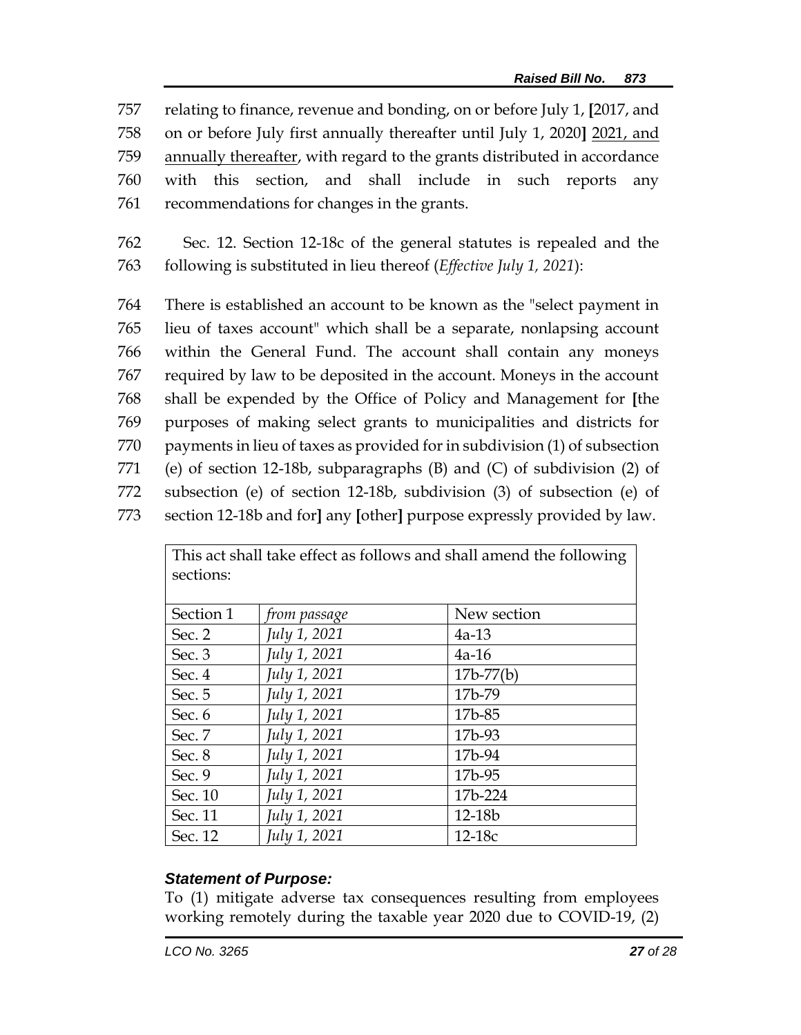757 relating to finance, revenue and bonding, on or before July 1, [2017, and
758 on or before July first annually thereafter until July 1, 2020] 2021, and
759 annually thereafter, with regard to the grants distributed in accordance
760 with this section, and shall include in such reports any
761 recommendations for changes in the grants.

762 Sec. 12. Section 12-18c of the general statutes is repealed and the
763 following is substituted in lieu thereof (*Effective July 1, 2021*):

764 There is established an account to be known as the "select payment in
765 lieu of taxes account" which shall be a separate, nonlapsing account
766 within the General Fund. The account shall contain any moneys
767 required by law to be deposited in the account. Moneys in the account
768 shall be expended by the Office of Policy and Management for [the
769 purposes of making select grants to municipalities and districts for
770 payments in lieu of taxes as provided for in subdivision (1) of subsection
771 (e) of section 12-18b, subparagraphs (B) and (C) of subdivision (2) of
772 subsection (e) of section 12-18b, subdivision (3) of subsection (e) of
773 section 12-18b and for] any [other] purpose expressly provided by law.

| This act shall take effect as follows and shall amend the following sections: | | |
|---|---|---|
| Section 1 | *from passage* | New section |
| Sec. 2 | *July 1, 2021* | 4a-13 |
| Sec. 3 | *July 1, 2021* | 4a-16 |
| Sec. 4 | *July 1, 2021* | 17b-77(b) |
| Sec. 5 | *July 1, 2021* | 17b-79 |
| Sec. 6 | *July 1, 2021* | 17b-85 |
| Sec. 7 | *July 1, 2021* | 17b-93 |
| Sec. 8 | *July 1, 2021* | 17b-94 |
| Sec. 9 | *July 1, 2021* | 17b-95 |
| Sec. 10 | *July 1, 2021* | 17b-224 |
| Sec. 11 | *July 1, 2021* | 12-18b |
| Sec. 12 | *July 1, 2021* | 12-18c |

### *Statement of Purpose:*

To (1) mitigate adverse tax consequences resulting from employees working remotely during the taxable year 2020 due to COVID-19, (2)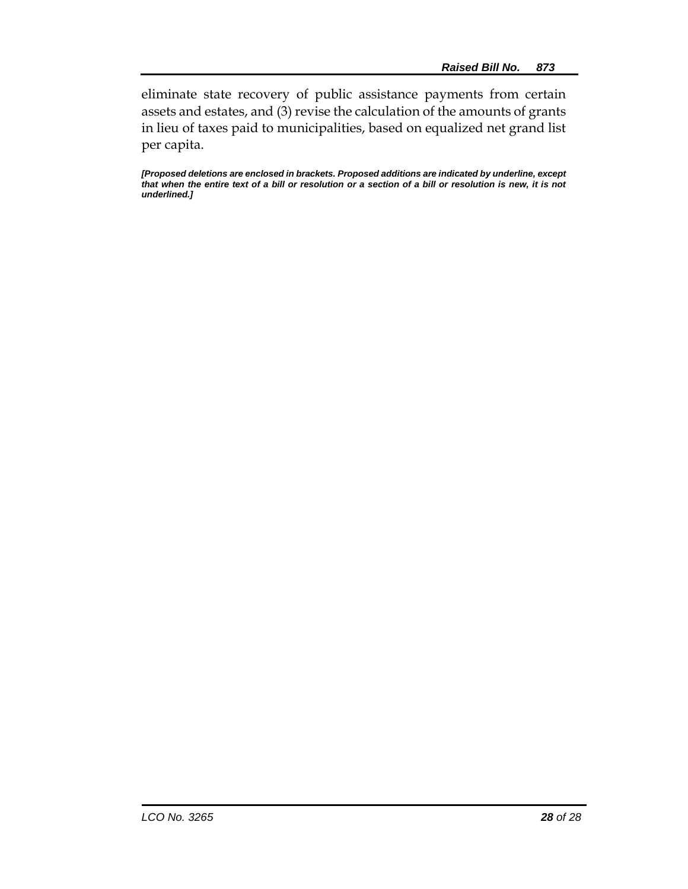eliminate state recovery of public assistance payments from certain assets and estates, and (3) revise the calculation of the amounts of grants in lieu of taxes paid to municipalities, based on equalized net grand list per capita.

***[Proposed deletions are enclosed in brackets. Proposed additions are indicated by underline, except that when the entire text of a bill or resolution or a section of a bill or resolution is new, it is not underlined.]***